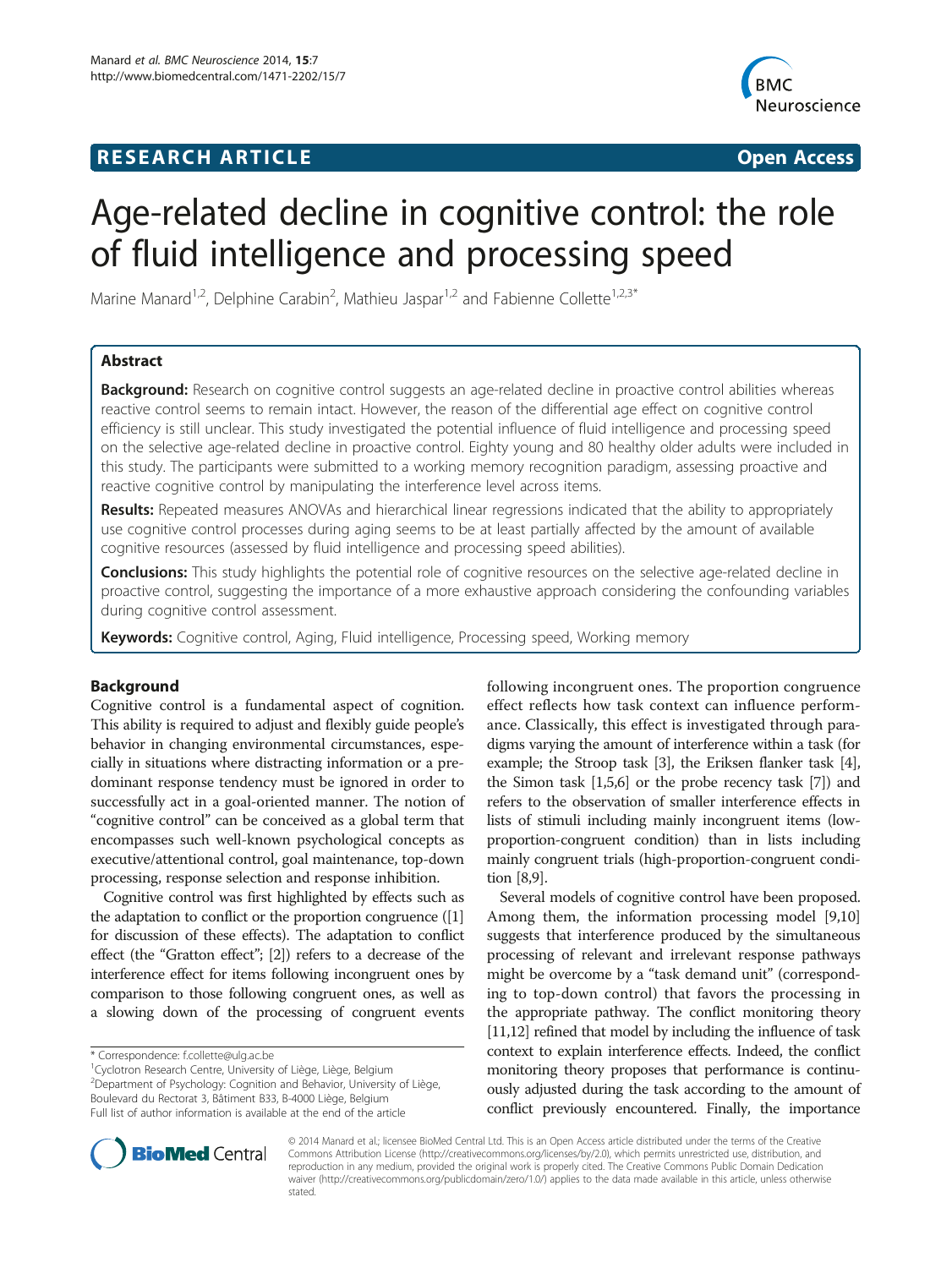**RESEARCH ARTICLE** **Open Access**

# Age-related decline in cognitive control: the role of fluid intelligence and processing speed

Marine Manard[1,2], Delphine Carabin[2], Mathieu Jaspar[1,2] and Fabienne Collette[1,2,3*]

## Abstract

**Background:** Research on cognitive control suggests an age-related decline in proactive control abilities whereas reactive control seems to remain intact. However, the reason of the differential age effect on cognitive control efficiency is still unclear. This study investigated the potential influence of fluid intelligence and processing speed on the selective age-related decline in proactive control. Eighty young and 80 healthy older adults were included in this study. The participants were submitted to a working memory recognition paradigm, assessing proactive and reactive cognitive control by manipulating the interference level across items.

**Results:** Repeated measures ANOVAs and hierarchical linear regressions indicated that the ability to appropriately use cognitive control processes during aging seems to be at least partially affected by the amount of available cognitive resources (assessed by fluid intelligence and processing speed abilities).

**Conclusions:** This study highlights the potential role of cognitive resources on the selective age-related decline in proactive control, suggesting the importance of a more exhaustive approach considering the confounding variables during cognitive control assessment.

**Keywords:** Cognitive control, Aging, Fluid intelligence, Processing speed, Working memory

## Background

Cognitive control is a fundamental aspect of cognition. This ability is required to adjust and flexibly guide people's behavior in changing environmental circumstances, especially in situations where distracting information or a predominant response tendency must be ignored in order to successfully act in a goal-oriented manner. The notion of "cognitive control" can be conceived as a global term that encompasses such well-known psychological concepts as executive/attentional control, goal maintenance, top-down processing, response selection and response inhibition.

Cognitive control was first highlighted by effects such as the adaptation to conflict or the proportion congruence ([1] for discussion of these effects). The adaptation to conflict effect (the "Gratton effect"; [2]) refers to a decrease of the interference effect for items following incongruent ones by comparison to those following congruent ones, as well as a slowing down of the processing of congruent events following incongruent ones. The proportion congruence effect reflects how task context can influence performance. Classically, this effect is investigated through paradigms varying the amount of interference within a task (for example; the Stroop task [3], the Eriksen flanker task [4], the Simon task [1,5,6] or the probe recency task [7]) and refers to the observation of smaller interference effects in lists of stimuli including mainly incongruent items (low-proportion-congruent condition) than in lists including mainly congruent trials (high-proportion-congruent condition [8,9].

Several models of cognitive control have been proposed. Among them, the information processing model [9,10] suggests that interference produced by the simultaneous processing of relevant and irrelevant response pathways might be overcome by a "task demand unit" (corresponding to top-down control) that favors the processing in the appropriate pathway. The conflict monitoring theory [11,12] refined that model by including the influence of task context to explain interference effects. Indeed, the conflict monitoring theory proposes that performance is continuously adjusted during the task according to the amount of conflict previously encountered. Finally, the importance

\* Correspondence: f.collette@ulg.ac.be
[1]Cyclotron Research Centre, University of Liège, Liège, Belgium
[2]Department of Psychology: Cognition and Behavior, University of Liège, Boulevard du Rectorat 3, Bâtiment B33, B-4000 Liège, Belgium
Full list of author information is available at the end of the article

© 2014 Manard et al.; licensee BioMed Central Ltd. This is an Open Access article distributed under the terms of the Creative Commons Attribution License (http://creativecommons.org/licenses/by/2.0), which permits unrestricted use, distribution, and reproduction in any medium, provided the original work is properly cited. The Creative Commons Public Domain Dedication waiver (http://creativecommons.org/publicdomain/zero/1.0/) applies to the data made available in this article, unless otherwise stated.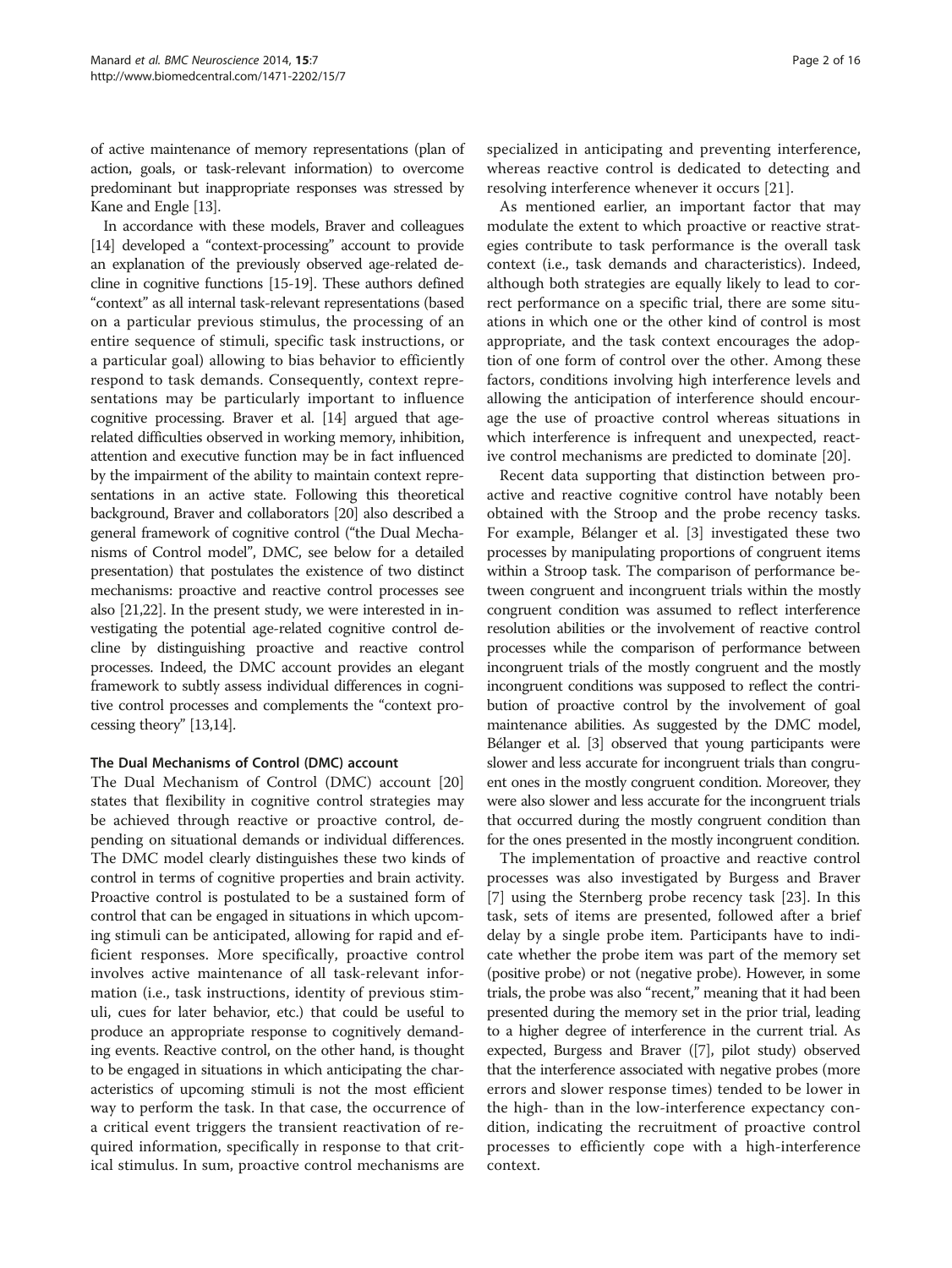of active maintenance of memory representations (plan of action, goals, or task-relevant information) to overcome predominant but inappropriate responses was stressed by Kane and Engle [13].

In accordance with these models, Braver and colleagues [14] developed a "context-processing" account to provide an explanation of the previously observed age-related decline in cognitive functions [15-19]. These authors defined "context" as all internal task-relevant representations (based on a particular previous stimulus, the processing of an entire sequence of stimuli, specific task instructions, or a particular goal) allowing to bias behavior to efficiently respond to task demands. Consequently, context representations may be particularly important to influence cognitive processing. Braver et al. [14] argued that age-related difficulties observed in working memory, inhibition, attention and executive function may be in fact influenced by the impairment of the ability to maintain context representations in an active state. Following this theoretical background, Braver and collaborators [20] also described a general framework of cognitive control ("the Dual Mechanisms of Control model", DMC, see below for a detailed presentation) that postulates the existence of two distinct mechanisms: proactive and reactive control processes see also [21,22]. In the present study, we were interested in investigating the potential age-related cognitive control decline by distinguishing proactive and reactive control processes. Indeed, the DMC account provides an elegant framework to subtly assess individual differences in cognitive control processes and complements the "context processing theory" [13,14].

#### The Dual Mechanisms of Control (DMC) account

The Dual Mechanism of Control (DMC) account [20] states that flexibility in cognitive control strategies may be achieved through reactive or proactive control, depending on situational demands or individual differences. The DMC model clearly distinguishes these two kinds of control in terms of cognitive properties and brain activity. Proactive control is postulated to be a sustained form of control that can be engaged in situations in which upcoming stimuli can be anticipated, allowing for rapid and efficient responses. More specifically, proactive control involves active maintenance of all task-relevant information (i.e., task instructions, identity of previous stimuli, cues for later behavior, etc.) that could be useful to produce an appropriate response to cognitively demanding events. Reactive control, on the other hand, is thought to be engaged in situations in which anticipating the characteristics of upcoming stimuli is not the most efficient way to perform the task. In that case, the occurrence of a critical event triggers the transient reactivation of required information, specifically in response to that critical stimulus. In sum, proactive control mechanisms are specialized in anticipating and preventing interference, whereas reactive control is dedicated to detecting and resolving interference whenever it occurs [21].

As mentioned earlier, an important factor that may modulate the extent to which proactive or reactive strategies contribute to task performance is the overall task context (i.e., task demands and characteristics). Indeed, although both strategies are equally likely to lead to correct performance on a specific trial, there are some situations in which one or the other kind of control is most appropriate, and the task context encourages the adoption of one form of control over the other. Among these factors, conditions involving high interference levels and allowing the anticipation of interference should encourage the use of proactive control whereas situations in which interference is infrequent and unexpected, reactive control mechanisms are predicted to dominate [20].

Recent data supporting that distinction between proactive and reactive cognitive control have notably been obtained with the Stroop and the probe recency tasks. For example, Bélanger et al. [3] investigated these two processes by manipulating proportions of congruent items within a Stroop task. The comparison of performance between congruent and incongruent trials within the mostly congruent condition was assumed to reflect interference resolution abilities or the involvement of reactive control processes while the comparison of performance between incongruent trials of the mostly congruent and the mostly incongruent conditions was supposed to reflect the contribution of proactive control by the involvement of goal maintenance abilities. As suggested by the DMC model, Bélanger et al. [3] observed that young participants were slower and less accurate for incongruent trials than congruent ones in the mostly congruent condition. Moreover, they were also slower and less accurate for the incongruent trials that occurred during the mostly congruent condition than for the ones presented in the mostly incongruent condition.

The implementation of proactive and reactive control processes was also investigated by Burgess and Braver [7] using the Sternberg probe recency task [23]. In this task, sets of items are presented, followed after a brief delay by a single probe item. Participants have to indicate whether the probe item was part of the memory set (positive probe) or not (negative probe). However, in some trials, the probe was also "recent," meaning that it had been presented during the memory set in the prior trial, leading to a higher degree of interference in the current trial. As expected, Burgess and Braver ([7], pilot study) observed that the interference associated with negative probes (more errors and slower response times) tended to be lower in the high- than in the low-interference expectancy condition, indicating the recruitment of proactive control processes to efficiently cope with a high-interference context.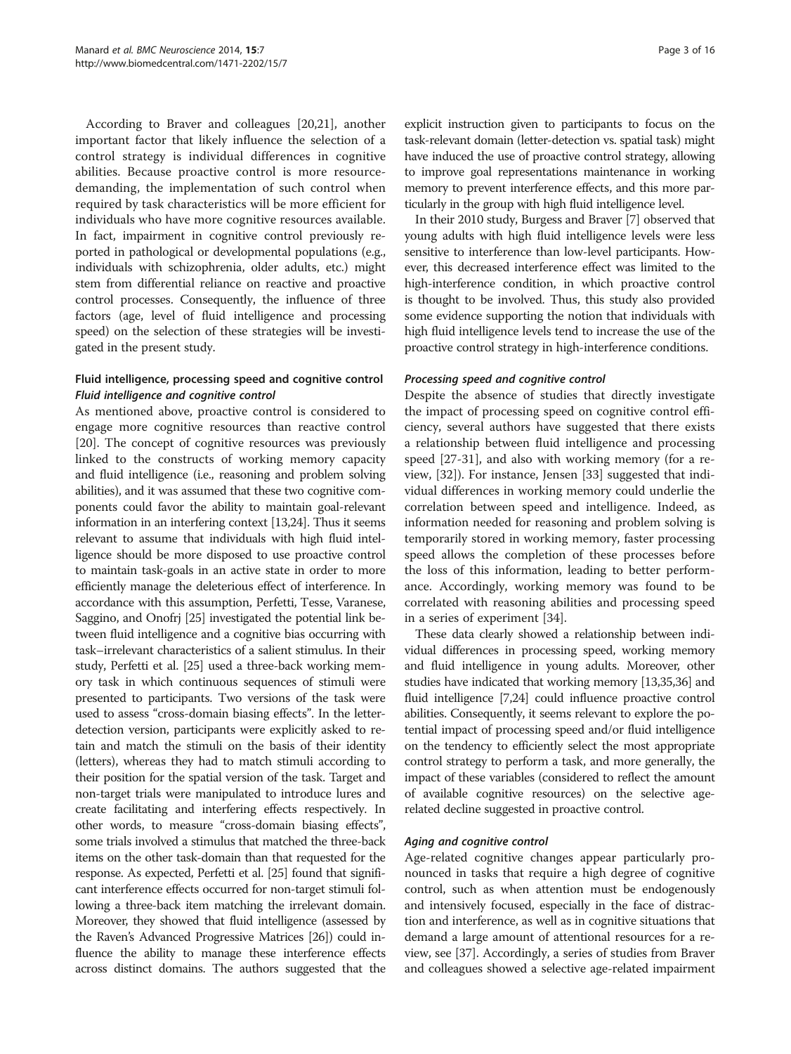According to Braver and colleagues [20,21], another important factor that likely influence the selection of a control strategy is individual differences in cognitive abilities. Because proactive control is more resource-demanding, the implementation of such control when required by task characteristics will be more efficient for individuals who have more cognitive resources available. In fact, impairment in cognitive control previously reported in pathological or developmental populations (e.g., individuals with schizophrenia, older adults, etc.) might stem from differential reliance on reactive and proactive control processes. Consequently, the influence of three factors (age, level of fluid intelligence and processing speed) on the selection of these strategies will be investigated in the present study.

## Fluid intelligence, processing speed and cognitive control

### *Fluid intelligence and cognitive control*

As mentioned above, proactive control is considered to engage more cognitive resources than reactive control [20]. The concept of cognitive resources was previously linked to the constructs of working memory capacity and fluid intelligence (i.e., reasoning and problem solving abilities), and it was assumed that these two cognitive components could favor the ability to maintain goal-relevant information in an interfering context [13,24]. Thus it seems relevant to assume that individuals with high fluid intelligence should be more disposed to use proactive control to maintain task-goals in an active state in order to more efficiently manage the deleterious effect of interference. In accordance with this assumption, Perfetti, Tesse, Varanese, Saggino, and Onofrj [25] investigated the potential link between fluid intelligence and a cognitive bias occurring with task–irrelevant characteristics of a salient stimulus. In their study, Perfetti et al. [25] used a three-back working memory task in which continuous sequences of stimuli were presented to participants. Two versions of the task were used to assess "cross-domain biasing effects". In the letter-detection version, participants were explicitly asked to retain and match the stimuli on the basis of their identity (letters), whereas they had to match stimuli according to their position for the spatial version of the task. Target and non-target trials were manipulated to introduce lures and create facilitating and interfering effects respectively. In other words, to measure "cross-domain biasing effects", some trials involved a stimulus that matched the three-back items on the other task-domain than that requested for the response. As expected, Perfetti et al. [25] found that significant interference effects occurred for non-target stimuli following a three-back item matching the irrelevant domain. Moreover, they showed that fluid intelligence (assessed by the Raven's Advanced Progressive Matrices [26]) could influence the ability to manage these interference effects across distinct domains. The authors suggested that the explicit instruction given to participants to focus on the task-relevant domain (letter-detection vs. spatial task) might have induced the use of proactive control strategy, allowing to improve goal representations maintenance in working memory to prevent interference effects, and this more particularly in the group with high fluid intelligence level.

In their 2010 study, Burgess and Braver [7] observed that young adults with high fluid intelligence levels were less sensitive to interference than low-level participants. However, this decreased interference effect was limited to the high-interference condition, in which proactive control is thought to be involved. Thus, this study also provided some evidence supporting the notion that individuals with high fluid intelligence levels tend to increase the use of the proactive control strategy in high-interference conditions.

### *Processing speed and cognitive control*

Despite the absence of studies that directly investigate the impact of processing speed on cognitive control efficiency, several authors have suggested that there exists a relationship between fluid intelligence and processing speed [27-31], and also with working memory (for a review, [32]). For instance, Jensen [33] suggested that individual differences in working memory could underlie the correlation between speed and intelligence. Indeed, as information needed for reasoning and problem solving is temporarily stored in working memory, faster processing speed allows the completion of these processes before the loss of this information, leading to better performance. Accordingly, working memory was found to be correlated with reasoning abilities and processing speed in a series of experiment [34].

These data clearly showed a relationship between individual differences in processing speed, working memory and fluid intelligence in young adults. Moreover, other studies have indicated that working memory [13,35,36] and fluid intelligence [7,24] could influence proactive control abilities. Consequently, it seems relevant to explore the potential impact of processing speed and/or fluid intelligence on the tendency to efficiently select the most appropriate control strategy to perform a task, and more generally, the impact of these variables (considered to reflect the amount of available cognitive resources) on the selective age-related decline suggested in proactive control.

### *Aging and cognitive control*

Age-related cognitive changes appear particularly pronounced in tasks that require a high degree of cognitive control, such as when attention must be endogenously and intensively focused, especially in the face of distraction and interference, as well as in cognitive situations that demand a large amount of attentional resources for a review, see [37]. Accordingly, a series of studies from Braver and colleagues showed a selective age-related impairment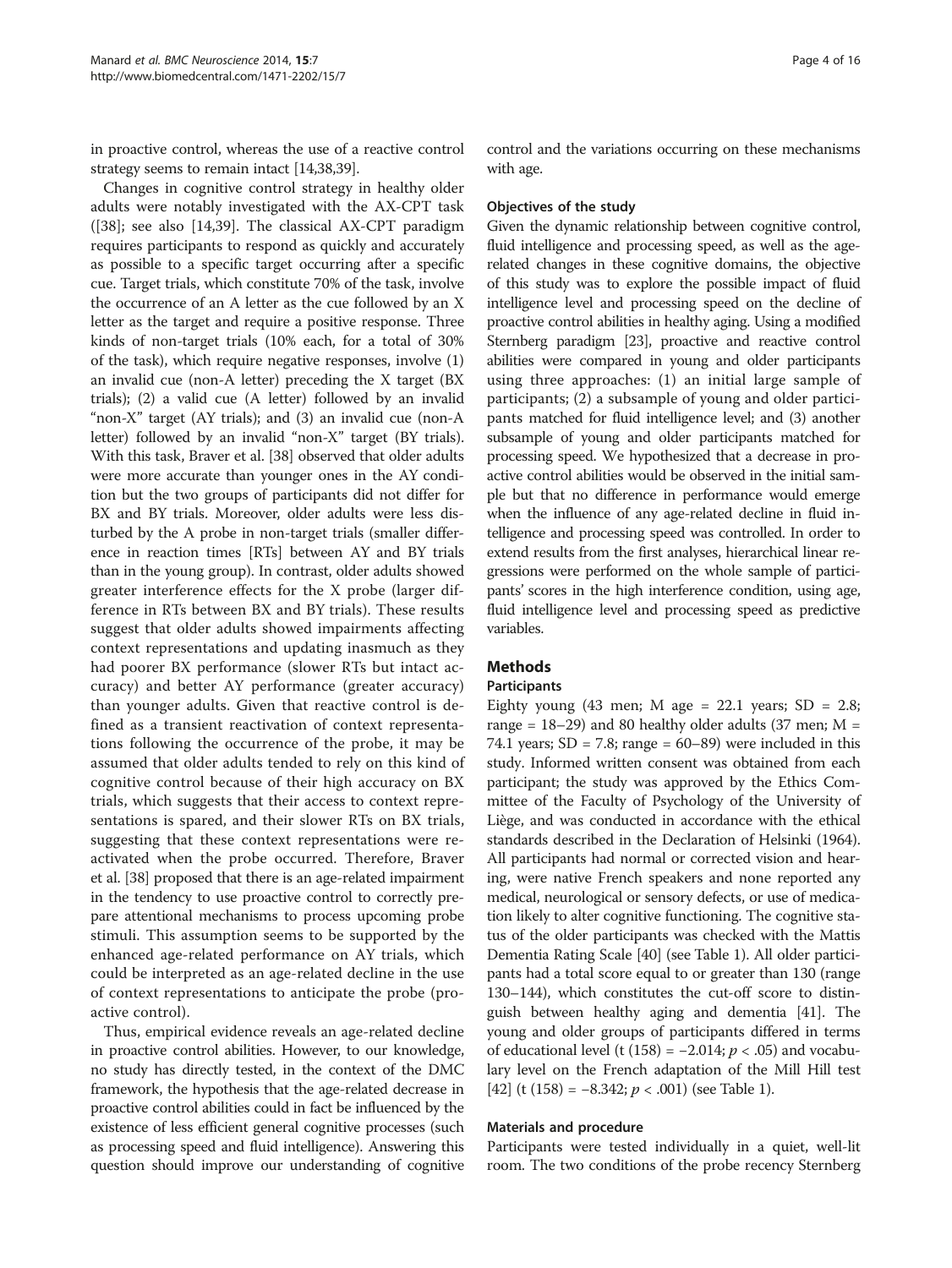in proactive control, whereas the use of a reactive control strategy seems to remain intact [14,38,39].

Changes in cognitive control strategy in healthy older adults were notably investigated with the AX-CPT task ([38]; see also [14,39]. The classical AX-CPT paradigm requires participants to respond as quickly and accurately as possible to a specific target occurring after a specific cue. Target trials, which constitute 70% of the task, involve the occurrence of an A letter as the cue followed by an X letter as the target and require a positive response. Three kinds of non-target trials (10% each, for a total of 30% of the task), which require negative responses, involve (1) an invalid cue (non-A letter) preceding the X target (BX trials); (2) a valid cue (A letter) followed by an invalid "non-X" target (AY trials); and (3) an invalid cue (non-A letter) followed by an invalid "non-X" target (BY trials). With this task, Braver et al. [38] observed that older adults were more accurate than younger ones in the AY condition but the two groups of participants did not differ for BX and BY trials. Moreover, older adults were less disturbed by the A probe in non-target trials (smaller difference in reaction times [RTs] between AY and BY trials than in the young group). In contrast, older adults showed greater interference effects for the X probe (larger difference in RTs between BX and BY trials). These results suggest that older adults showed impairments affecting context representations and updating inasmuch as they had poorer BX performance (slower RTs but intact accuracy) and better AY performance (greater accuracy) than younger adults. Given that reactive control is defined as a transient reactivation of context representations following the occurrence of the probe, it may be assumed that older adults tended to rely on this kind of cognitive control because of their high accuracy on BX trials, which suggests that their access to context representations is spared, and their slower RTs on BX trials, suggesting that these context representations were reactivated when the probe occurred. Therefore, Braver et al. [38] proposed that there is an age-related impairment in the tendency to use proactive control to correctly prepare attentional mechanisms to process upcoming probe stimuli. This assumption seems to be supported by the enhanced age-related performance on AY trials, which could be interpreted as an age-related decline in the use of context representations to anticipate the probe (proactive control).

Thus, empirical evidence reveals an age-related decline in proactive control abilities. However, to our knowledge, no study has directly tested, in the context of the DMC framework, the hypothesis that the age-related decrease in proactive control abilities could in fact be influenced by the existence of less efficient general cognitive processes (such as processing speed and fluid intelligence). Answering this question should improve our understanding of cognitive control and the variations occurring on these mechanisms with age.

### Objectives of the study

Given the dynamic relationship between cognitive control, fluid intelligence and processing speed, as well as the age-related changes in these cognitive domains, the objective of this study was to explore the possible impact of fluid intelligence level and processing speed on the decline of proactive control abilities in healthy aging. Using a modified Sternberg paradigm [23], proactive and reactive control abilities were compared in young and older participants using three approaches: (1) an initial large sample of participants; (2) a subsample of young and older participants matched for fluid intelligence level; and (3) another subsample of young and older participants matched for processing speed. We hypothesized that a decrease in proactive control abilities would be observed in the initial sample but that no difference in performance would emerge when the influence of any age-related decline in fluid intelligence and processing speed was controlled. In order to extend results from the first analyses, hierarchical linear regressions were performed on the whole sample of participants' scores in the high interference condition, using age, fluid intelligence level and processing speed as predictive variables.

## Methods

### Participants

Eighty young (43 men; M age = 22.1 years; SD = 2.8; range = 18–29) and 80 healthy older adults (37 men; M = 74.1 years; SD = 7.8; range = 60–89) were included in this study. Informed written consent was obtained from each participant; the study was approved by the Ethics Committee of the Faculty of Psychology of the University of Liège, and was conducted in accordance with the ethical standards described in the Declaration of Helsinki (1964). All participants had normal or corrected vision and hearing, were native French speakers and none reported any medical, neurological or sensory defects, or use of medication likely to alter cognitive functioning. The cognitive status of the older participants was checked with the Mattis Dementia Rating Scale [40] (see Table 1). All older participants had a total score equal to or greater than 130 (range 130–144), which constitutes the cut-off score to distinguish between healthy aging and dementia [41]. The young and older groups of participants differed in terms of educational level ($t(158) = -2.014$; $p < .05$) and vocabulary level on the French adaptation of the Mill Hill test [42] ($t(158) = -8.342$; $p < .001$) (see Table 1).

### Materials and procedure

Participants were tested individually in a quiet, well-lit room. The two conditions of the probe recency Sternberg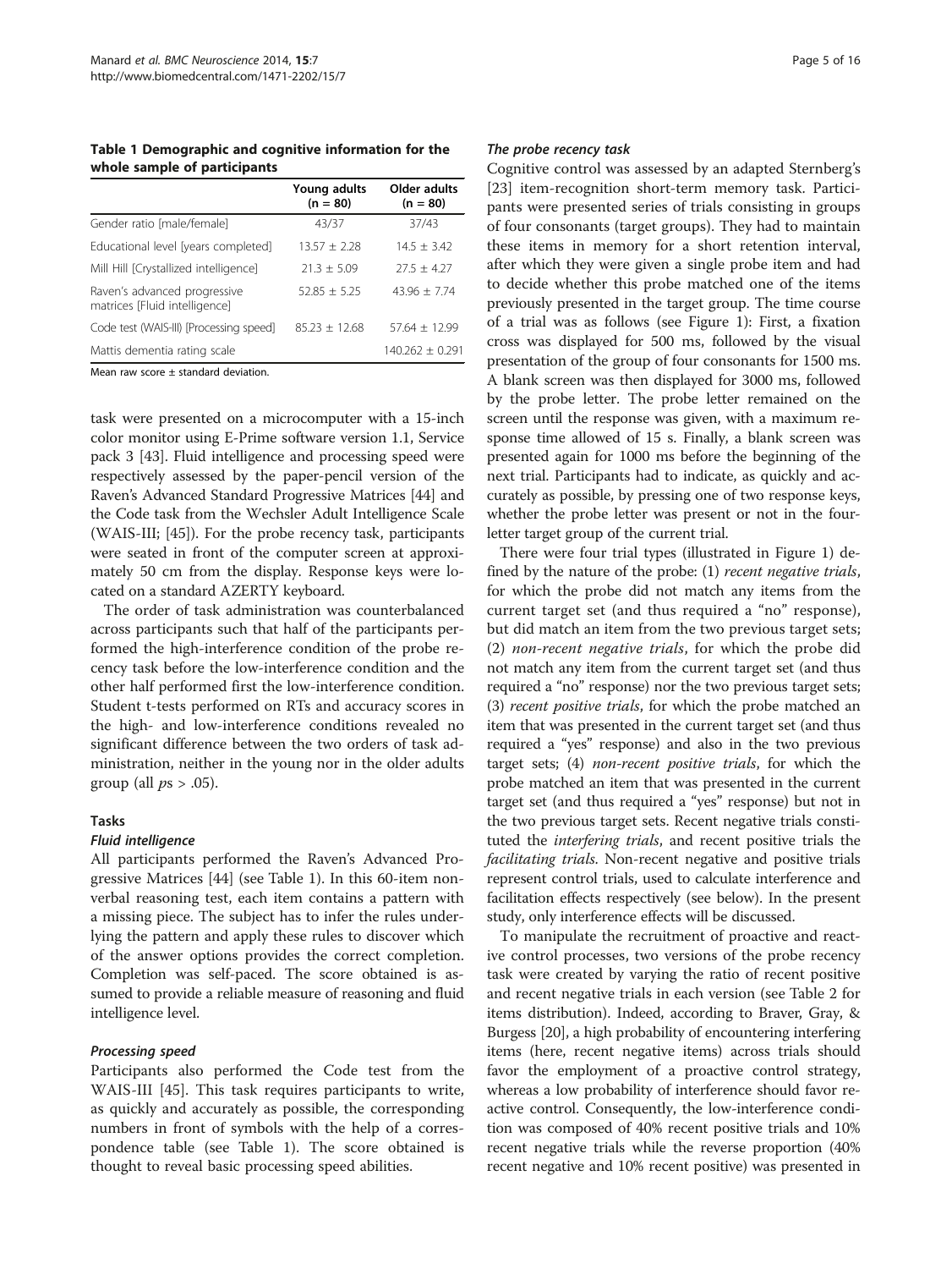**Table 1 Demographic and cognitive information for the whole sample of participants**

| | Young adults (n = 80) | Older adults (n = 80) |
|---|---|---|
| Gender ratio [male/female] | 43/37 | 37/43 |
| Educational level [years completed] | 13.57 ± 2.28 | 14.5 ± 3.42 |
| Mill Hill [Crystallized intelligence] | 21.3 ± 5.09 | 27.5 ± 4.27 |
| Raven's advanced progressive matrices [Fluid intelligence] | 52.85 ± 5.25 | 43.96 ± 7.74 |
| Code test (WAIS-III) [Processing speed] | 85.23 ± 12.68 | 57.64 ± 12.99 |
| Mattis dementia rating scale | | 140.262 ± 0.291 |

Mean raw score ± standard deviation.

task were presented on a microcomputer with a 15-inch color monitor using E-Prime software version 1.1, Service pack 3 [43]. Fluid intelligence and processing speed were respectively assessed by the paper-pencil version of the Raven's Advanced Standard Progressive Matrices [44] and the Code task from the Wechsler Adult Intelligence Scale (WAIS-III; [45]). For the probe recency task, participants were seated in front of the computer screen at approximately 50 cm from the display. Response keys were located on a standard AZERTY keyboard.

The order of task administration was counterbalanced across participants such that half of the participants performed the high-interference condition of the probe recency task before the low-interference condition and the other half performed first the low-interference condition. Student t-tests performed on RTs and accuracy scores in the high- and low-interference conditions revealed no significant difference between the two orders of task administration, neither in the young nor in the older adults group (all $p$s > .05).

### Tasks

#### *Fluid intelligence*

All participants performed the Raven's Advanced Progressive Matrices [44] (see Table 1). In this 60-item nonverbal reasoning test, each item contains a pattern with a missing piece. The subject has to infer the rules underlying the pattern and apply these rules to discover which of the answer options provides the correct completion. Completion was self-paced. The score obtained is assumed to provide a reliable measure of reasoning and fluid intelligence level.

#### *Processing speed*

Participants also performed the Code test from the WAIS-III [45]. This task requires participants to write, as quickly and accurately as possible, the corresponding numbers in front of symbols with the help of a correspondence table (see Table 1). The score obtained is thought to reveal basic processing speed abilities.

#### *The probe recency task*

Cognitive control was assessed by an adapted Sternberg's [23] item-recognition short-term memory task. Participants were presented series of trials consisting in groups of four consonants (target groups). They had to maintain these items in memory for a short retention interval, after which they were given a single probe item and had to decide whether this probe matched one of the items previously presented in the target group. The time course of a trial was as follows (see Figure 1): First, a fixation cross was displayed for 500 ms, followed by the visual presentation of the group of four consonants for 1500 ms. A blank screen was then displayed for 3000 ms, followed by the probe letter. The probe letter remained on the screen until the response was given, with a maximum response time allowed of 15 s. Finally, a blank screen was presented again for 1000 ms before the beginning of the next trial. Participants had to indicate, as quickly and accurately as possible, by pressing one of two response keys, whether the probe letter was present or not in the four-letter target group of the current trial.

There were four trial types (illustrated in Figure 1) defined by the nature of the probe: (1) *recent negative trials*, for which the probe did not match any items from the current target set (and thus required a "no" response), but did match an item from the two previous target sets; (2) *non-recent negative trials*, for which the probe did not match any item from the current target set (and thus required a "no" response) nor the two previous target sets; (3) *recent positive trials*, for which the probe matched an item that was presented in the current target set (and thus required a "yes" response) and also in the two previous target sets; (4) *non-recent positive trials*, for which the probe matched an item that was presented in the current target set (and thus required a "yes" response) but not in the two previous target sets. Recent negative trials constituted the *interfering trials*, and recent positive trials the *facilitating trials*. Non-recent negative and positive trials represent control trials, used to calculate interference and facilitation effects respectively (see below). In the present study, only interference effects will be discussed.

To manipulate the recruitment of proactive and reactive control processes, two versions of the probe recency task were created by varying the ratio of recent positive and recent negative trials in each version (see Table 2 for items distribution). Indeed, according to Braver, Gray, & Burgess [20], a high probability of encountering interfering items (here, recent negative items) across trials should favor the employment of a proactive control strategy, whereas a low probability of interference should favor reactive control. Consequently, the low-interference condition was composed of 40% recent positive trials and 10% recent negative trials while the reverse proportion (40% recent negative and 10% recent positive) was presented in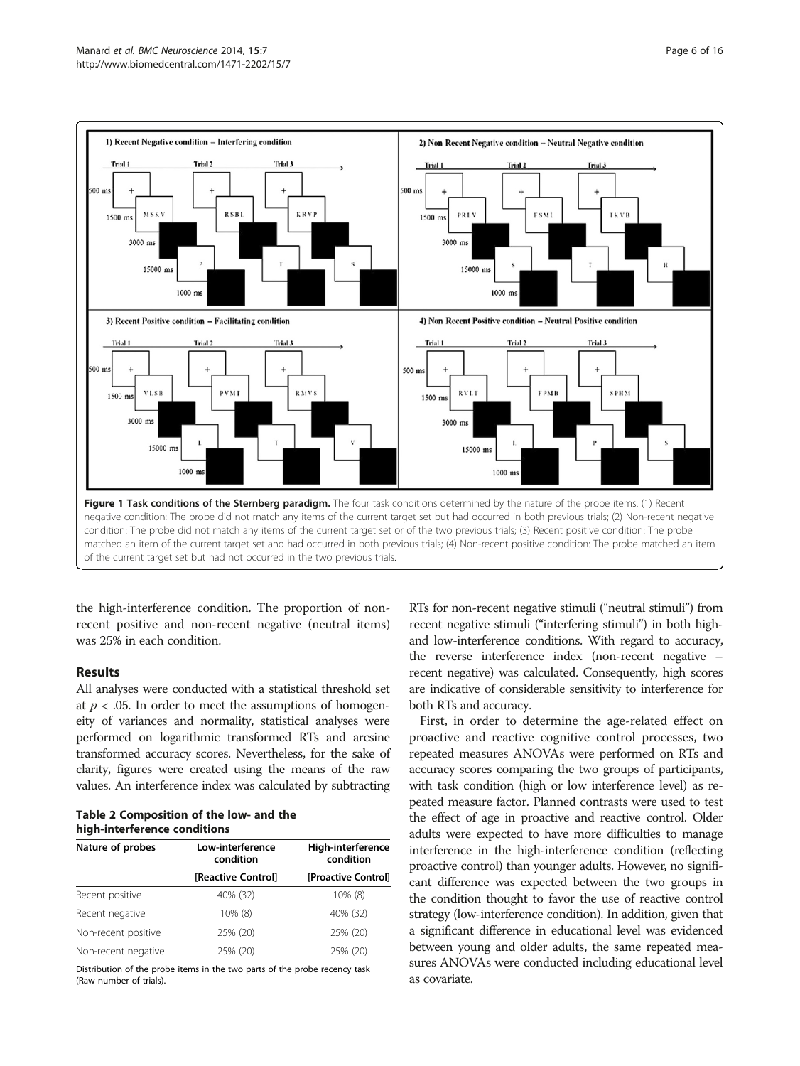**Figure 1 Task conditions of the Sternberg paradigm.** The four task conditions determined by the nature of the probe items. (1) Recent negative condition: The probe did not match any items of the current target set but had occurred in both previous trials; (2) Non-recent negative condition: The probe did not match any items of the current target set or of the two previous trials; (3) Recent positive condition: The probe matched an item of the current target set and had occurred in both previous trials; (4) Non-recent positive condition: The probe matched an item of the current target set but had not occurred in the two previous trials.

the high-interference condition. The proportion of non-recent positive and non-recent negative (neutral items) was 25% in each condition.

## Results

All analyses were conducted with a statistical threshold set at $p < .05$. In order to meet the assumptions of homogeneity of variances and normality, statistical analyses were performed on logarithmic transformed RTs and arcsine transformed accuracy scores. Nevertheless, for the sake of clarity, figures were created using the means of the raw values. An interference index was calculated by subtracting RTs for non-recent negative stimuli ("neutral stimuli") from recent negative stimuli ("interfering stimuli") in both high- and low-interference conditions. With regard to accuracy, the reverse interference index (non-recent negative – recent negative) was calculated. Consequently, high scores are indicative of considerable sensitivity to interference for both RTs and accuracy.

**Table 2 Composition of the low- and the high-interference conditions**

| Nature of probes | Low-interference condition | High-interference condition |
|---|---|---|
| | [Reactive Control] | [Proactive Control] |
| Recent positive | 40% (32) | 10% (8) |
| Recent negative | 10% (8) | 40% (32) |
| Non-recent positive | 25% (20) | 25% (20) |
| Non-recent negative | 25% (20) | 25% (20) |

Distribution of the probe items in the two parts of the probe recency task (Raw number of trials).

First, in order to determine the age-related effect on proactive and reactive cognitive control processes, two repeated measures ANOVAs were performed on RTs and accuracy scores comparing the two groups of participants, with task condition (high or low interference level) as repeated measure factor. Planned contrasts were used to test the effect of age in proactive and reactive control. Older adults were expected to have more difficulties to manage interference in the high-interference condition (reflecting proactive control) than younger adults. However, no significant difference was expected between the two groups in the condition thought to favor the use of reactive control strategy (low-interference condition). In addition, given that a significant difference in educational level was evidenced between young and older adults, the same repeated measures ANOVAs were conducted including educational level as covariate.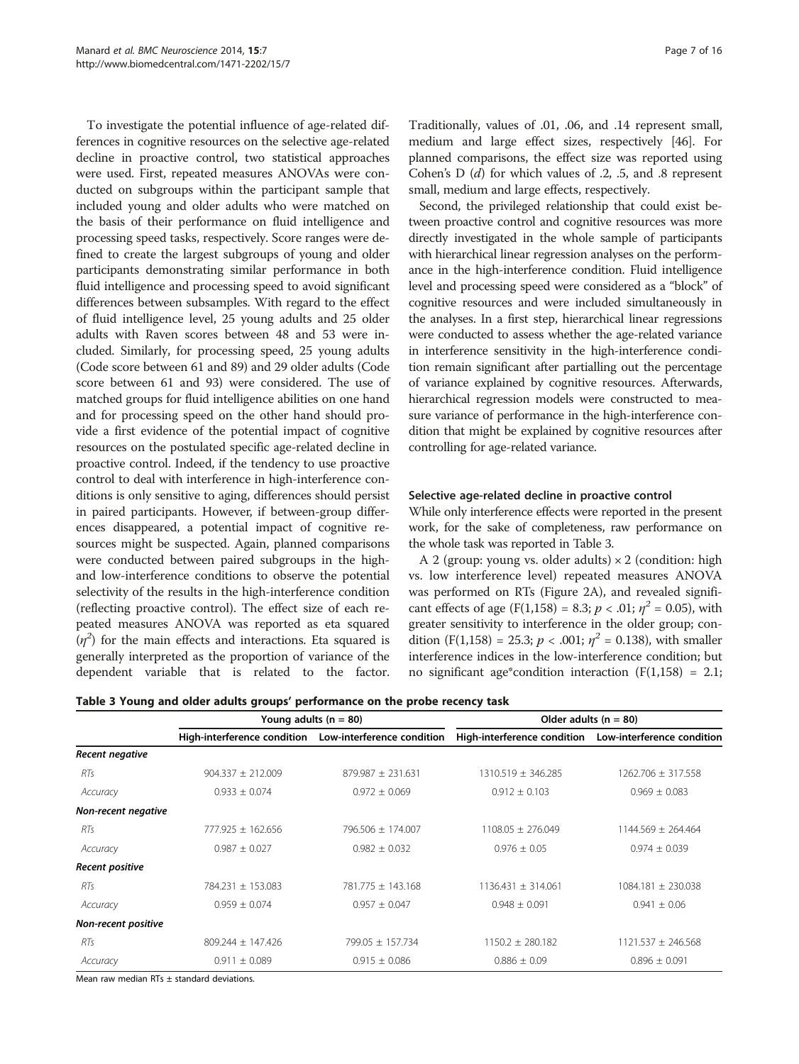To investigate the potential influence of age-related differences in cognitive resources on the selective age-related decline in proactive control, two statistical approaches were used. First, repeated measures ANOVAs were conducted on subgroups within the participant sample that included young and older adults who were matched on the basis of their performance on fluid intelligence and processing speed tasks, respectively. Score ranges were defined to create the largest subgroups of young and older participants demonstrating similar performance in both fluid intelligence and processing speed to avoid significant differences between subsamples. With regard to the effect of fluid intelligence level, 25 young adults and 25 older adults with Raven scores between 48 and 53 were included. Similarly, for processing speed, 25 young adults (Code score between 61 and 89) and 29 older adults (Code score between 61 and 93) were considered. The use of matched groups for fluid intelligence abilities on one hand and for processing speed on the other hand should provide a first evidence of the potential impact of cognitive resources on the postulated specific age-related decline in proactive control. Indeed, if the tendency to use proactive control to deal with interference in high-interference conditions is only sensitive to aging, differences should persist in paired participants. However, if between-group differences disappeared, a potential impact of cognitive resources might be suspected. Again, planned comparisons were conducted between paired subgroups in the high- and low-interference conditions to observe the potential selectivity of the results in the high-interference condition (reflecting proactive control). The effect size of each repeated measures ANOVA was reported as eta squared ($\eta^2$) for the main effects and interactions. Eta squared is generally interpreted as the proportion of variance of the dependent variable that is related to the factor. Traditionally, values of .01, .06, and .14 represent small, medium and large effect sizes, respectively [46]. For planned comparisons, the effect size was reported using Cohen's D ($d$) for which values of .2, .5, and .8 represent small, medium and large effects, respectively.

Second, the privileged relationship that could exist between proactive control and cognitive resources was more directly investigated in the whole sample of participants with hierarchical linear regression analyses on the performance in the high-interference condition. Fluid intelligence level and processing speed were considered as a "block" of cognitive resources and were included simultaneously in the analyses. In a first step, hierarchical linear regressions were conducted to assess whether the age-related variance in interference sensitivity in the high-interference condition remain significant after partialling out the percentage of variance explained by cognitive resources. Afterwards, hierarchical regression models were constructed to measure variance of performance in the high-interference condition that might be explained by cognitive resources after controlling for age-related variance.

### Selective age-related decline in proactive control

While only interference effects were reported in the present work, for the sake of completeness, raw performance on the whole task was reported in Table 3.

A 2 (group: young vs. older adults) × 2 (condition: high vs. low interference level) repeated measures ANOVA was performed on RTs (Figure 2A), and revealed significant effects of age ($F(1,158) = 8.3$; $p < .01$; $\eta^2 = 0.05$), with greater sensitivity to interference in the older group; condition ($F(1,158) = 25.3$; $p < .001$; $\eta^2 = 0.138$), with smaller interference indices in the low-interference condition; but no significant age*condition interaction ($F(1,158) = 2.1$;

**Table 3 Young and older adults groups' performance on the probe recency task**

| | Young adults (n = 80) | | Older adults (n = 80) | |
|---|---|---|---|---|
| | High-interference condition | Low-interference condition | High-interference condition | Low-interference condition |
| ***Recent negative*** | | | | |
| *RTs* | 904.337 ± 212.009 | 879.987 ± 231.631 | 1310.519 ± 346.285 | 1262.706 ± 317.558 |
| *Accuracy* | 0.933 ± 0.074 | 0.972 ± 0.069 | 0.912 ± 0.103 | 0.969 ± 0.083 |
| ***Non-recent negative*** | | | | |
| *RTs* | 777.925 ± 162.656 | 796.506 ± 174.007 | 1108.05 ± 276.049 | 1144.569 ± 264.464 |
| *Accuracy* | 0.987 ± 0.027 | 0.982 ± 0.032 | 0.976 ± 0.05 | 0.974 ± 0.039 |
| ***Recent positive*** | | | | |
| *RTs* | 784.231 ± 153.083 | 781.775 ± 143.168 | 1136.431 ± 314.061 | 1084.181 ± 230.038 |
| *Accuracy* | 0.959 ± 0.074 | 0.957 ± 0.047 | 0.948 ± 0.091 | 0.941 ± 0.06 |
| ***Non-recent positive*** | | | | |
| *RTs* | 809.244 ± 147.426 | 799.05 ± 157.734 | 1150.2 ± 280.182 | 1121.537 ± 246.568 |
| *Accuracy* | 0.911 ± 0.089 | 0.915 ± 0.086 | 0.886 ± 0.09 | 0.896 ± 0.091 |

Mean raw median RTs ± standard deviations.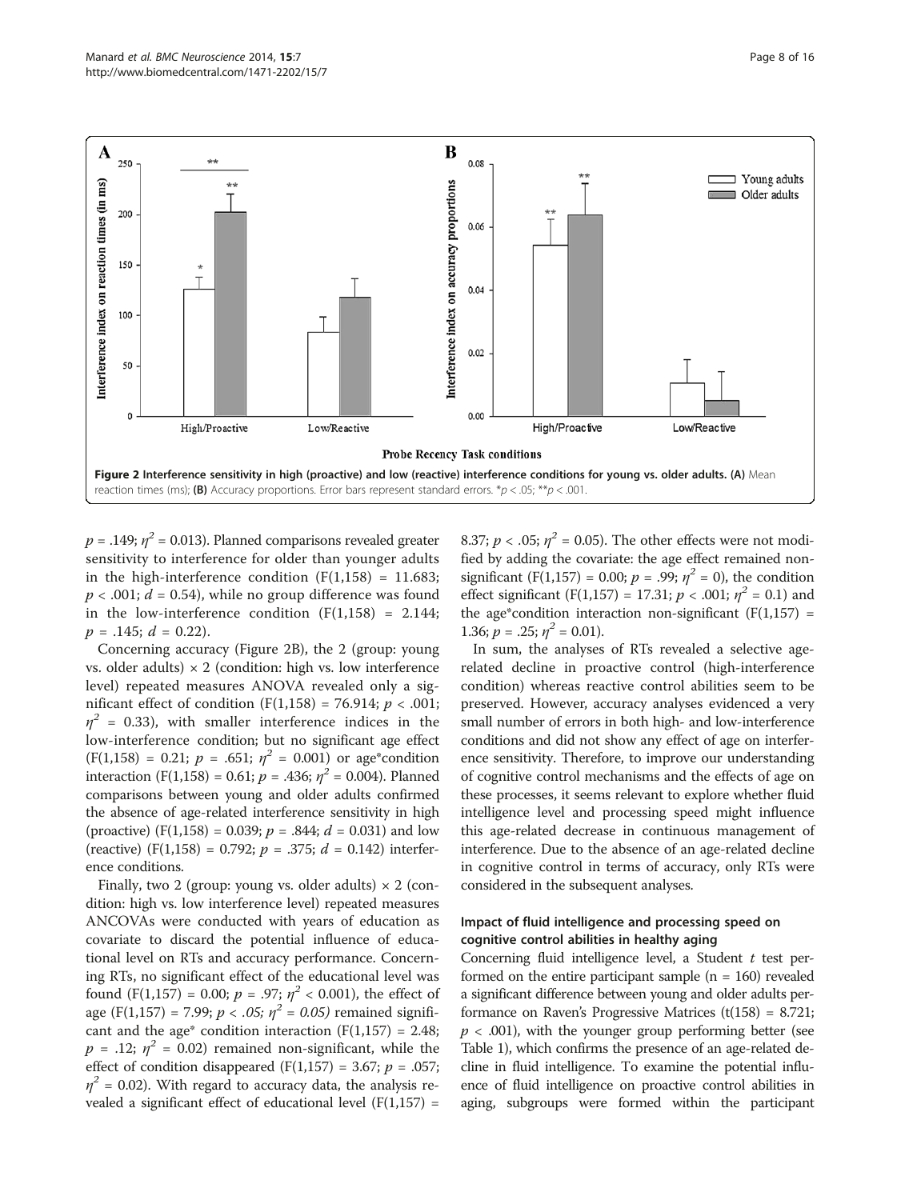**Figure 2 Interference sensitivity in high (proactive) and low (reactive) interference conditions for young vs. older adults. (A)** Mean reaction times (ms); **(B)** Accuracy proportions. Error bars represent standard errors. \*$p < .05$; \*\*$p < .001$.

$p = .149$; $\eta^2 = 0.013$). Planned comparisons revealed greater sensitivity to interference for older than younger adults in the high-interference condition ($F(1,158) = 11.683$; $p < .001$; $d = 0.54$), while no group difference was found in the low-interference condition ($F(1,158) = 2.144$; $p = .145$; $d = 0.22$).

Concerning accuracy (Figure 2B), the 2 (group: young vs. older adults) × 2 (condition: high vs. low interference level) repeated measures ANOVA revealed only a significant effect of condition ($F(1,158) = 76.914$; $p < .001$; $\eta^2 = 0.33$), with smaller interference indices in the low-interference condition; but no significant age effect ($F(1,158) = 0.21$; $p = .651$; $\eta^2 = 0.001$) or age*condition interaction ($F(1,158) = 0.61$; $p = .436$; $\eta^2 = 0.004$). Planned comparisons between young and older adults confirmed the absence of age-related interference sensitivity in high (proactive) ($F(1,158) = 0.039$; $p = .844$; $d = 0.031$) and low (reactive) ($F(1,158) = 0.792$; $p = .375$; $d = 0.142$) interference conditions.

Finally, two 2 (group: young vs. older adults) × 2 (condition: high vs. low interference level) repeated measures ANCOVAs were conducted with years of education as covariate to discard the potential influence of educational level on RTs and accuracy performance. Concerning RTs, no significant effect of the educational level was found ($F(1,157) = 0.00$; $p = .97$; $\eta^2 < 0.001$), the effect of age ($F(1,157) = 7.99$; $p < .05$; $\eta^2 = 0.05$) remained significant and the age* condition interaction ($F(1,157) = 2.48$; $p = .12$; $\eta^2 = 0.02$) remained non-significant, while the effect of condition disappeared ($F(1,157) = 3.67$; $p = .057$; $\eta^2 = 0.02$). With regard to accuracy data, the analysis revealed a significant effect of educational level ($F(1,157) = 8.37$; $p < .05$; $\eta^2 = 0.05$). The other effects were not modified by adding the covariate: the age effect remained non-significant ($F(1,157) = 0.00$; $p = .99$; $\eta^2 = 0$), the condition effect significant ($F(1,157) = 17.31$; $p < .001$; $\eta^2 = 0.1$) and the age*condition interaction non-significant ($F(1,157) = 1.36$; $p = .25$; $\eta^2 = 0.01$).

In sum, the analyses of RTs revealed a selective age-related decline in proactive control (high-interference condition) whereas reactive control abilities seem to be preserved. However, accuracy analyses evidenced a very small number of errors in both high- and low-interference conditions and did not show any effect of age on interference sensitivity. Therefore, to improve our understanding of cognitive control mechanisms and the effects of age on these processes, it seems relevant to explore whether fluid intelligence level and processing speed might influence this age-related decrease in continuous management of interference. Due to the absence of an age-related decline in cognitive control in terms of accuracy, only RTs were considered in the subsequent analyses.

### Impact of fluid intelligence and processing speed on cognitive control abilities in healthy aging

Concerning fluid intelligence level, a Student *t* test performed on the entire participant sample (n = 160) revealed a significant difference between young and older adults performance on Raven's Progressive Matrices ($t(158) = 8.721$; $p < .001$), with the younger group performing better (see Table 1), which confirms the presence of an age-related decline in fluid intelligence. To examine the potential influence of fluid intelligence on proactive control abilities in aging, subgroups were formed within the participant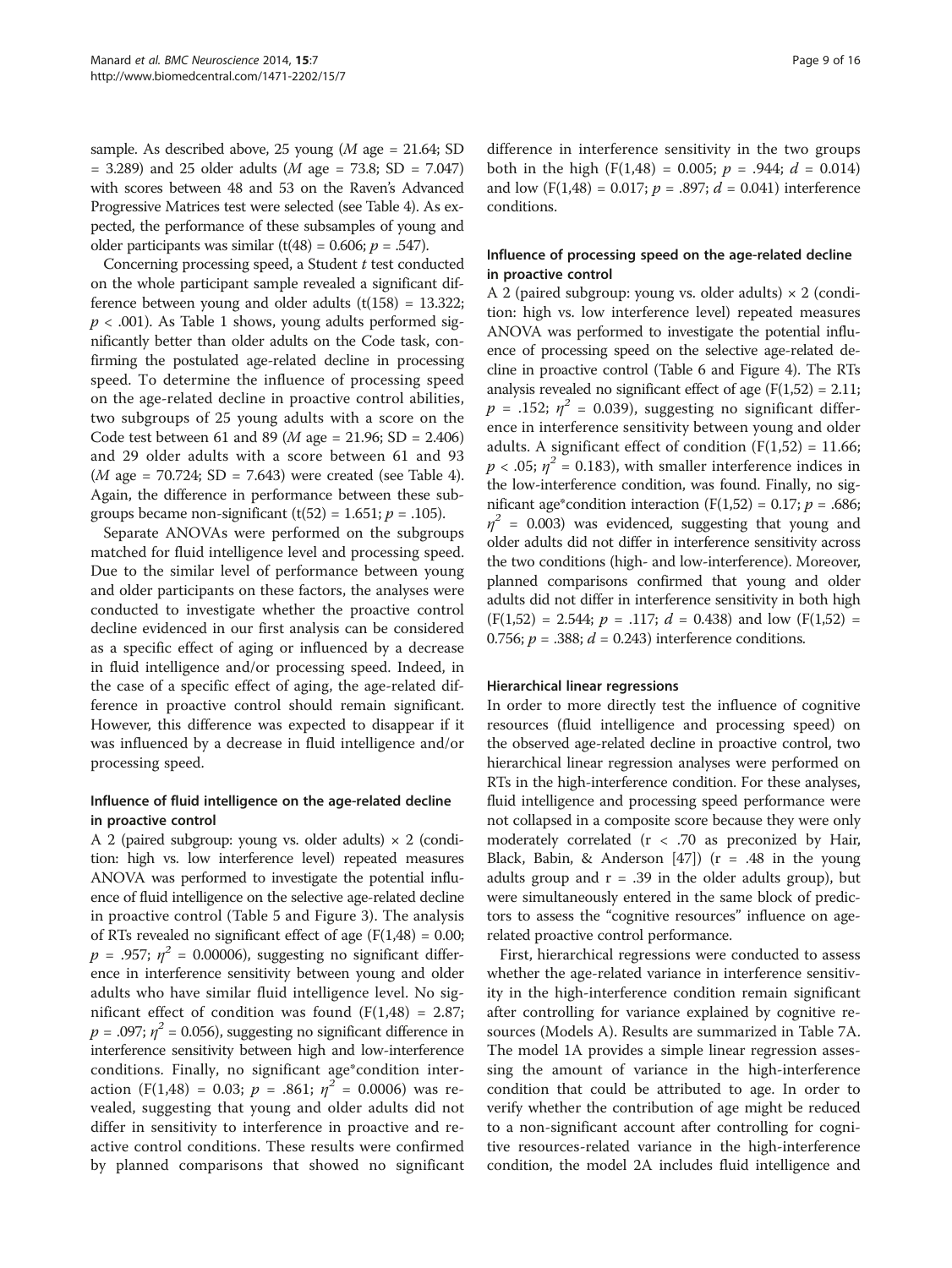sample. As described above, 25 young (*M* age = 21.64; SD = 3.289) and 25 older adults (*M* age = 73.8; SD = 7.047) with scores between 48 and 53 on the Raven's Advanced Progressive Matrices test were selected (see Table 4). As expected, the performance of these subsamples of young and older participants was similar ($t(48) = 0.606$; $p = .547$).

Concerning processing speed, a Student *t* test conducted on the whole participant sample revealed a significant difference between young and older adults ($t(158) = 13.322$; $p < .001$). As Table 1 shows, young adults performed significantly better than older adults on the Code task, confirming the postulated age-related decline in processing speed. To determine the influence of processing speed on the age-related decline in proactive control abilities, two subgroups of 25 young adults with a score on the Code test between 61 and 89 (*M* age = 21.96; SD = 2.406) and 29 older adults with a score between 61 and 93 (*M* age = 70.724; SD = 7.643) were created (see Table 4). Again, the difference in performance between these subgroups became non-significant ($t(52) = 1.651$; $p = .105$).

Separate ANOVAs were performed on the subgroups matched for fluid intelligence level and processing speed. Due to the similar level of performance between young and older participants on these factors, the analyses were conducted to investigate whether the proactive control decline evidenced in our first analysis can be considered as a specific effect of aging or influenced by a decrease in fluid intelligence and/or processing speed. Indeed, in the case of a specific effect of aging, the age-related difference in proactive control should remain significant. However, this difference was expected to disappear if it was influenced by a decrease in fluid intelligence and/or processing speed.

### Influence of fluid intelligence on the age-related decline in proactive control

A 2 (paired subgroup: young vs. older adults) × 2 (condition: high vs. low interference level) repeated measures ANOVA was performed to investigate the potential influence of fluid intelligence on the selective age-related decline in proactive control (Table 5 and Figure 3). The analysis of RTs revealed no significant effect of age ($F(1,48) = 0.00$; $p = .957$; $\eta^2 = 0.00006$), suggesting no significant difference in interference sensitivity between young and older adults who have similar fluid intelligence level. No significant effect of condition was found ($F(1,48) = 2.87$; $p = .097$; $\eta^2 = 0.056$), suggesting no significant difference in interference sensitivity between high and low-interference conditions. Finally, no significant age*condition interaction ($F(1,48) = 0.03$; $p = .861$; $\eta^2 = 0.0006$) was revealed, suggesting that young and older adults did not differ in sensitivity to interference in proactive and reactive control conditions. These results were confirmed by planned comparisons that showed no significant difference in interference sensitivity in the two groups both in the high ($F(1,48) = 0.005$; $p = .944$; $d = 0.014$) and low ($F(1,48) = 0.017$; $p = .897$; $d = 0.041$) interference conditions.

### Influence of processing speed on the age-related decline in proactive control

A 2 (paired subgroup: young vs. older adults) × 2 (condition: high vs. low interference level) repeated measures ANOVA was performed to investigate the potential influence of processing speed on the selective age-related decline in proactive control (Table 6 and Figure 4). The RTs analysis revealed no significant effect of age ($F(1,52) = 2.11$; $p = .152$; $\eta^2 = 0.039$), suggesting no significant difference in interference sensitivity between young and older adults. A significant effect of condition ($F(1,52) = 11.66$; $p < .05$; $\eta^2 = 0.183$), with smaller interference indices in the low-interference condition, was found. Finally, no significant age*condition interaction ($F(1,52) = 0.17$; $p = .686$; $\eta^2 = 0.003$) was evidenced, suggesting that young and older adults did not differ in interference sensitivity across the two conditions (high- and low-interference). Moreover, planned comparisons confirmed that young and older adults did not differ in interference sensitivity in both high ($F(1,52) = 2.544$; $p = .117$; $d = 0.438$) and low ($F(1,52) = 0.756$; $p = .388$; $d = 0.243$) interference conditions.

### Hierarchical linear regressions

In order to more directly test the influence of cognitive resources (fluid intelligence and processing speed) on the observed age-related decline in proactive control, two hierarchical linear regression analyses were performed on RTs in the high-interference condition. For these analyses, fluid intelligence and processing speed performance were not collapsed in a composite score because they were only moderately correlated ($r < .70$ as preconized by Hair, Black, Babin, & Anderson [47]) ($r = .48$ in the young adults group and $r = .39$ in the older adults group), but were simultaneously entered in the same block of predictors to assess the "cognitive resources" influence on age-related proactive control performance.

First, hierarchical regressions were conducted to assess whether the age-related variance in interference sensitivity in the high-interference condition remain significant after controlling for variance explained by cognitive resources (Models A). Results are summarized in Table 7A. The model 1A provides a simple linear regression assessing the amount of variance in the high-interference condition that could be attributed to age. In order to verify whether the contribution of age might be reduced to a non-significant account after controlling for cognitive resources-related variance in the high-interference condition, the model 2A includes fluid intelligence and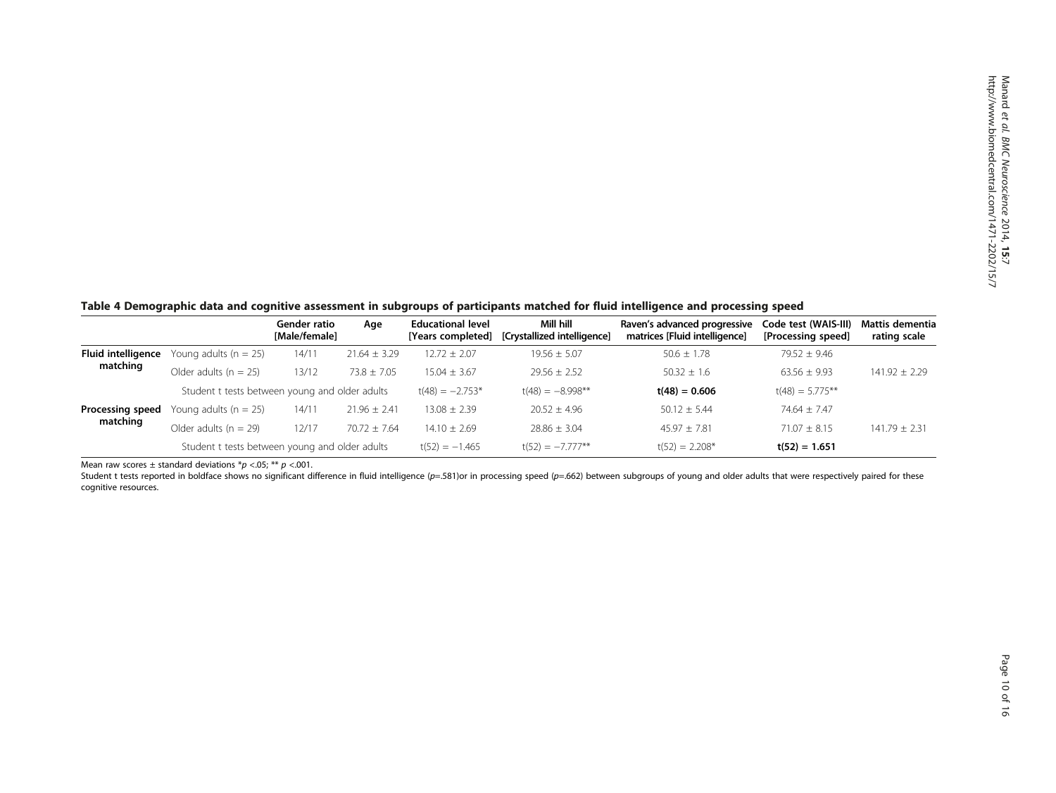**Table 4 Demographic data and cognitive assessment in subgroups of participants matched for fluid intelligence and processing speed**

| | | Gender ratio [Male/female] | Age | Educational level [Years completed] | Mill hill [Crystallized intelligence] | Raven's advanced progressive matrices [Fluid intelligence] | Code test (WAIS-III) [Processing speed] | Mattis dementia rating scale |
|---|---|---|---|---|---|---|---|---|
| **Fluid intelligence matching** | Young adults (n = 25) | 14/11 | 21.64 ± 3.29 | 12.72 ± 2.07 | 19.56 ± 5.07 | 50.6 ± 1.78 | 79.52 ± 9.46 | |
| | Older adults (n = 25) | 13/12 | 73.8 ± 7.05 | 15.04 ± 3.67 | 29.56 ± 2.52 | 50.32 ± 1.6 | 63.56 ± 9.93 | 141.92 ± 2.29 |
| | Student t tests between young and older adults | | | t(48) = −2.753* | t(48) = −8.998** | **t(48) = 0.606** | t(48) = 5.775** | |
| **Processing speed matching** | Young adults (n = 25) | 14/11 | 21.96 ± 2.41 | 13.08 ± 2.39 | 20.52 ± 4.96 | 50.12 ± 5.44 | 74.64 ± 7.47 | |
| | Older adults (n = 29) | 12/17 | 70.72 ± 7.64 | 14.10 ± 2.69 | 28.86 ± 3.04 | 45.97 ± 7.81 | 71.07 ± 8.15 | 141.79 ± 2.31 |
| | Student t tests between young and older adults | | | t(52) = −1.465 | t(52) = −7.777** | t(52) = 2.208* | **t(52) = 1.651** | |

Mean raw scores ± standard deviations *$p$ <.05; ** $p$ <.001.

Student t tests reported in boldface shows no significant difference in fluid intelligence ($p$=.581)or in processing speed ($p$=.662) between subgroups of young and older adults that were respectively paired for these cognitive resources.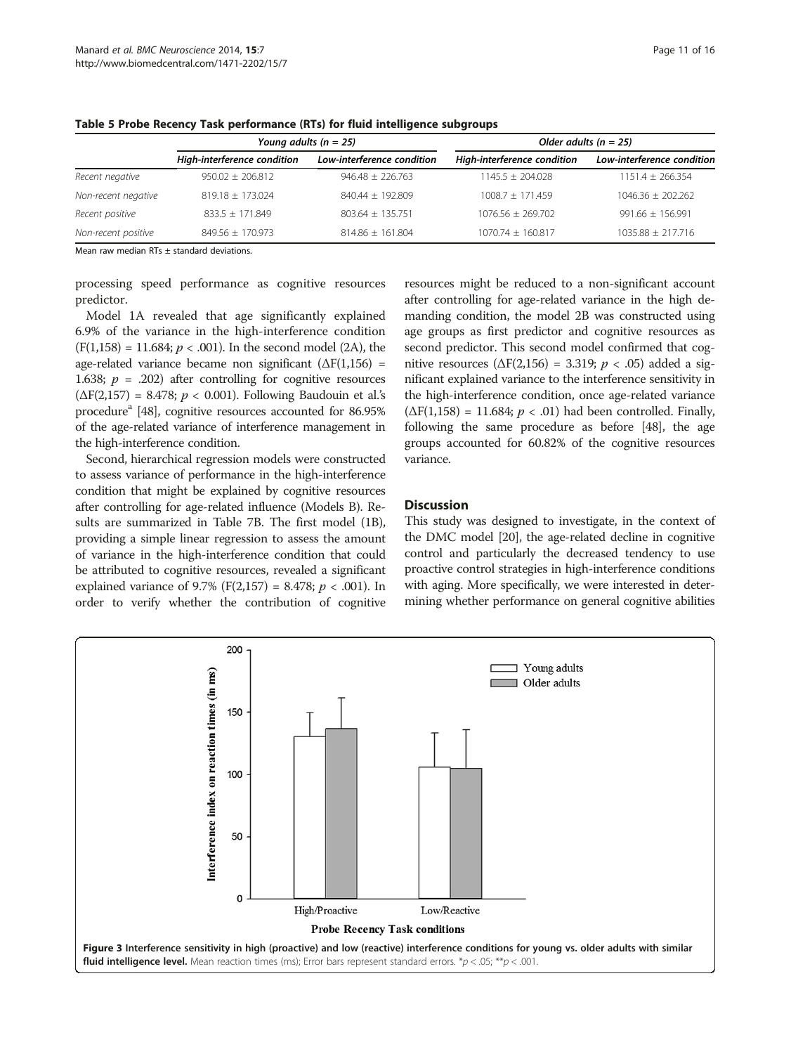**Table 5 Probe Recency Task performance (RTs) for fluid intelligence subgroups**

| | Young adults (n = 25) | | Older adults (n = 25) | |
|---|---|---|---|---|
| | High-interference condition | Low-interference condition | High-interference condition | Low-interference condition |
| Recent negative | 950.02 ± 206.812 | 946.48 ± 226.763 | 1145.5 ± 204.028 | 1151.4 ± 266.354 |
| Non-recent negative | 819.18 ± 173.024 | 840.44 ± 192.809 | 1008.7 ± 171.459 | 1046.36 ± 202.262 |
| Recent positive | 833.5 ± 171.849 | 803.64 ± 135.751 | 1076.56 ± 269.702 | 991.66 ± 156.991 |
| Non-recent positive | 849.56 ± 170.973 | 814.86 ± 161.804 | 1070.74 ± 160.817 | 1035.88 ± 217.716 |

Mean raw median RTs ± standard deviations.

processing speed performance as cognitive resources predictor.

Model 1A revealed that age significantly explained 6.9% of the variance in the high-interference condition ($F(1,158) = 11.684$; $p < .001$). In the second model (2A), the age-related variance became non significant ($\Delta F(1,156) = 1.638$; $p = .202$) after controlling for cognitive resources ($\Delta F(2,157) = 8.478$; $p < 0.001$). Following Baudouin et al.'s procedure[a] [48], cognitive resources accounted for 86.95% of the age-related variance of interference management in the high-interference condition.

Second, hierarchical regression models were constructed to assess variance of performance in the high-interference condition that might be explained by cognitive resources after controlling for age-related influence (Models B). Results are summarized in Table 7B. The first model (1B), providing a simple linear regression to assess the amount of variance in the high-interference condition that could be attributed to cognitive resources, revealed a significant explained variance of 9.7% ($F(2,157) = 8.478$; $p < .001$). In order to verify whether the contribution of cognitive resources might be reduced to a non-significant account after controlling for age-related variance in the high demanding condition, the model 2B was constructed using age groups as first predictor and cognitive resources as second predictor. This second model confirmed that cognitive resources ($\Delta F(2,156) = 3.319$; $p < .05$) added a significant explained variance to the interference sensitivity in the high-interference condition, once age-related variance ($\Delta F(1,158) = 11.684$; $p < .01$) had been controlled. Finally, following the same procedure as before [48], the age groups accounted for 60.82% of the cognitive resources variance.

## Discussion

This study was designed to investigate, in the context of the DMC model [20], the age-related decline in cognitive control and particularly the decreased tendency to use proactive control strategies in high-interference conditions with aging. More specifically, we were interested in determining whether performance on general cognitive abilities

**Figure 3 Interference sensitivity in high (proactive) and low (reactive) interference conditions for young vs. older adults with similar fluid intelligence level.** Mean reaction times (ms); Error bars represent standard errors. *$p < .05$; **$p < .001$.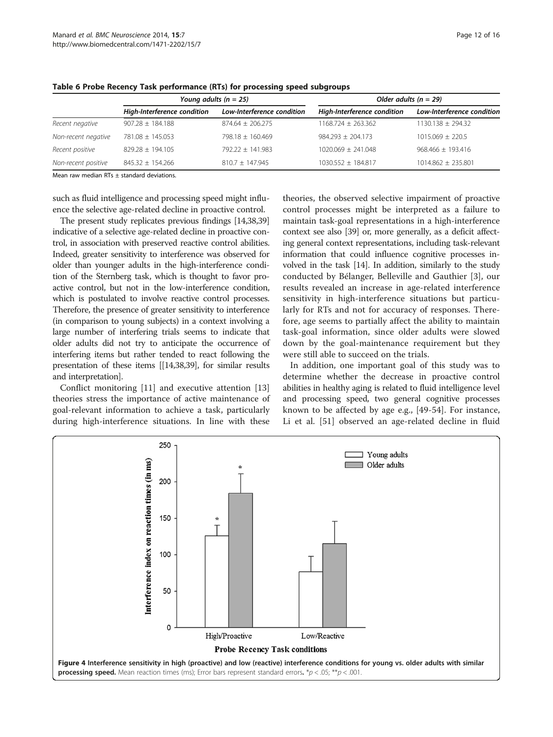**Table 6 Probe Recency Task performance (RTs) for processing speed subgroups**

| | *Young adults (n = 25)* | | *Older adults (n = 29)* | |
|---|---|---|---|---|
| | *High-Interference condition* | *Low-Interference condition* | *High-Interference condition* | *Low-Interference condition* |
| *Recent negative* | 907.28 ± 184.188 | 874.64 ± 206.275 | 1168.724 ± 263.362 | 1130.138 ± 294.32 |
| *Non-recent negative* | 781.08 ± 145.053 | 798.18 ± 160.469 | 984.293 ± 204.173 | 1015.069 ± 220.5 |
| *Recent positive* | 829.28 ± 194.105 | 792.22 ± 141.983 | 1020.069 ± 241.048 | 968.466 ± 193.416 |
| *Non-recent positive* | 845.32 ± 154.266 | 810.7 ± 147.945 | 1030.552 ± 184.817 | 1014.862 ± 235.801 |

Mean raw median RTs ± standard deviations.

such as fluid intelligence and processing speed might influence the selective age-related decline in proactive control.

The present study replicates previous findings [14,38,39] indicative of a selective age-related decline in proactive control, in association with preserved reactive control abilities. Indeed, greater sensitivity to interference was observed for older than younger adults in the high-interference condition of the Sternberg task, which is thought to favor proactive control, but not in the low-interference condition, which is postulated to involve reactive control processes. Therefore, the presence of greater sensitivity to interference (in comparison to young subjects) in a context involving a large number of interfering trials seems to indicate that older adults did not try to anticipate the occurrence of interfering items but rather tended to react following the presentation of these items [[14,38,39], for similar results and interpretation].

Conflict monitoring [11] and executive attention [13] theories stress the importance of active maintenance of goal-relevant information to achieve a task, particularly during high-interference situations. In line with these theories, the observed selective impairment of proactive control processes might be interpreted as a failure to maintain task-goal representations in a high-interference context see also [39] or, more generally, as a deficit affecting general context representations, including task-relevant information that could influence cognitive processes involved in the task [14]. In addition, similarly to the study conducted by Bélanger, Belleville and Gauthier [3], our results revealed an increase in age-related interference sensitivity in high-interference situations but particularly for RTs and not for accuracy of responses. Therefore, age seems to partially affect the ability to maintain task-goal information, since older adults were slowed down by the goal-maintenance requirement but they were still able to succeed on the trials.

In addition, one important goal of this study was to determine whether the decrease in proactive control abilities in healthy aging is related to fluid intelligence level and processing speed, two general cognitive processes known to be affected by age e.g., [49-54]. For instance, Li et al. [51] observed an age-related decline in fluid

**Figure 4 Interference sensitivity in high (proactive) and low (reactive) interference conditions for young vs. older adults with similar processing speed.** Mean reaction times (ms); Error bars represent standard errors. *$p < .05$; **$p < .001$.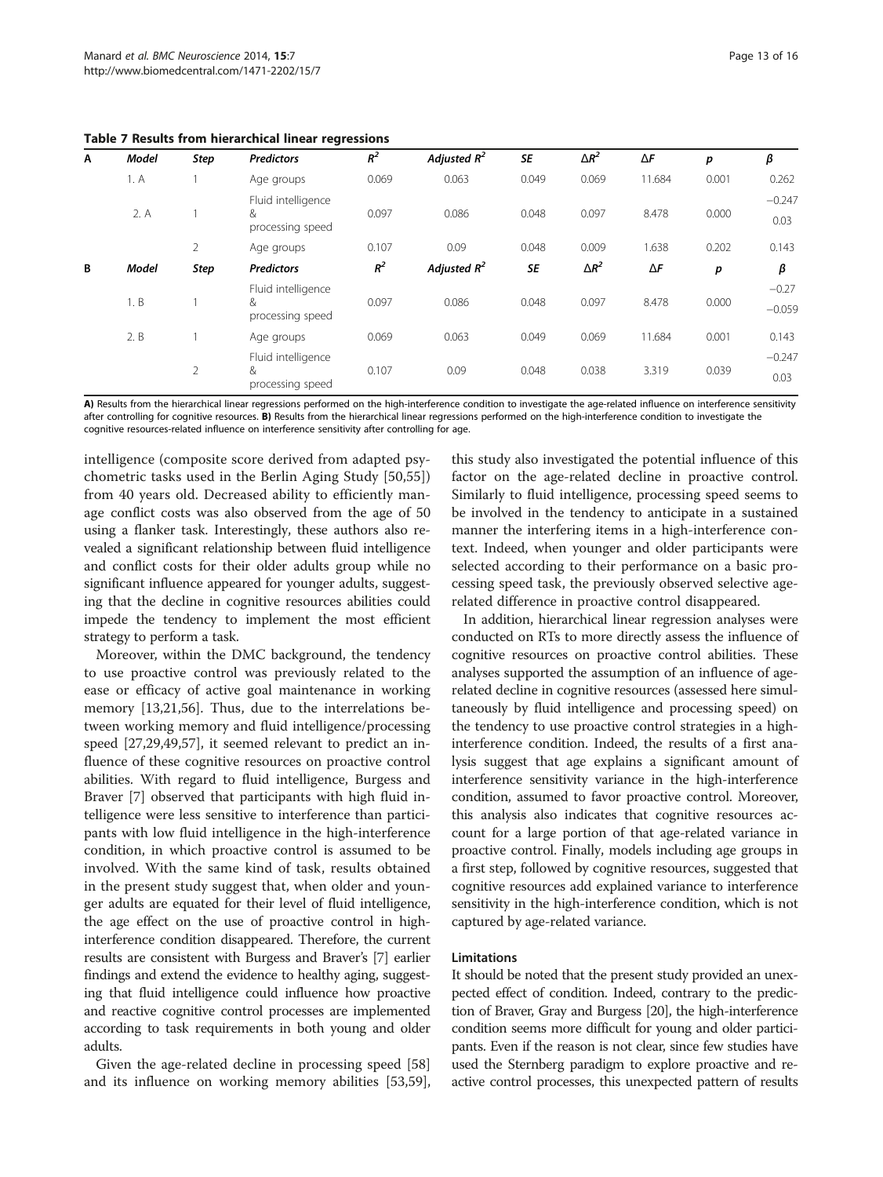**Table 7 Results from hierarchical linear regressions**

| A | Model | Step | Predictors | $R^2$ | Adjusted $R^2$ | SE | $\Delta R^2$ | $\Delta F$ | p | β |
|---|---|---|---|---|---|---|---|---|---|---|
| | 1. A | 1 | Age groups | 0.069 | 0.063 | 0.049 | 0.069 | 11.684 | 0.001 | 0.262 |
| | 2. A | 1 | Fluid intelligence & processing speed | 0.097 | 0.086 | 0.048 | 0.097 | 8.478 | 0.000 | −0.247<br>0.03 |
| | | 2 | Age groups | 0.107 | 0.09 | 0.048 | 0.009 | 1.638 | 0.202 | 0.143 |
| **B** | **Model** | **Step** | **Predictors** | $R^2$ | **Adjusted** $R^2$ | **SE** | $\Delta R^2$ | $\Delta F$ | **p** | **β** |
| | 1. B | 1 | Fluid intelligence & processing speed | 0.097 | 0.086 | 0.048 | 0.097 | 8.478 | 0.000 | −0.27<br>−0.059 |
| | 2. B | 1 | Age groups | 0.069 | 0.063 | 0.049 | 0.069 | 11.684 | 0.001 | 0.143 |
| | | 2 | Fluid intelligence & processing speed | 0.107 | 0.09 | 0.048 | 0.038 | 3.319 | 0.039 | −0.247<br>0.03 |

**A)** Results from the hierarchical linear regressions performed on the high-interference condition to investigate the age-related influence on interference sensitivity after controlling for cognitive resources. **B)** Results from the hierarchical linear regressions performed on the high-interference condition to investigate the cognitive resources-related influence on interference sensitivity after controlling for age.

intelligence (composite score derived from adapted psychometric tasks used in the Berlin Aging Study [50,55]) from 40 years old. Decreased ability to efficiently manage conflict costs was also observed from the age of 50 using a flanker task. Interestingly, these authors also revealed a significant relationship between fluid intelligence and conflict costs for their older adults group while no significant influence appeared for younger adults, suggesting that the decline in cognitive resources abilities could impede the tendency to implement the most efficient strategy to perform a task.

Moreover, within the DMC background, the tendency to use proactive control was previously related to the ease or efficacy of active goal maintenance in working memory [13,21,56]. Thus, due to the interrelations between working memory and fluid intelligence/processing speed [27,29,49,57], it seemed relevant to predict an influence of these cognitive resources on proactive control abilities. With regard to fluid intelligence, Burgess and Braver [7] observed that participants with high fluid intelligence were less sensitive to interference than participants with low fluid intelligence in the high-interference condition, in which proactive control is assumed to be involved. With the same kind of task, results obtained in the present study suggest that, when older and younger adults are equated for their level of fluid intelligence, the age effect on the use of proactive control in high-interference condition disappeared. Therefore, the current results are consistent with Burgess and Braver's [7] earlier findings and extend the evidence to healthy aging, suggesting that fluid intelligence could influence how proactive and reactive cognitive control processes are implemented according to task requirements in both young and older adults.

Given the age-related decline in processing speed [58] and its influence on working memory abilities [53,59], this study also investigated the potential influence of this factor on the age-related decline in proactive control. Similarly to fluid intelligence, processing speed seems to be involved in the tendency to anticipate in a sustained manner the interfering items in a high-interference context. Indeed, when younger and older participants were selected according to their performance on a basic processing speed task, the previously observed selective age-related difference in proactive control disappeared.

In addition, hierarchical linear regression analyses were conducted on RTs to more directly assess the influence of cognitive resources on proactive control abilities. These analyses supported the assumption of an influence of age-related decline in cognitive resources (assessed here simultaneously by fluid intelligence and processing speed) on the tendency to use proactive control strategies in a high-interference condition. Indeed, the results of a first analysis suggest that age explains a significant amount of interference sensitivity variance in the high-interference condition, assumed to favor proactive control. Moreover, this analysis also indicates that cognitive resources account for a large portion of that age-related variance in proactive control. Finally, models including age groups in a first step, followed by cognitive resources, suggested that cognitive resources add explained variance to interference sensitivity in the high-interference condition, which is not captured by age-related variance.

### Limitations

It should be noted that the present study provided an unexpected effect of condition. Indeed, contrary to the prediction of Braver, Gray and Burgess [20], the high-interference condition seems more difficult for young and older participants. Even if the reason is not clear, since few studies have used the Sternberg paradigm to explore proactive and reactive control processes, this unexpected pattern of results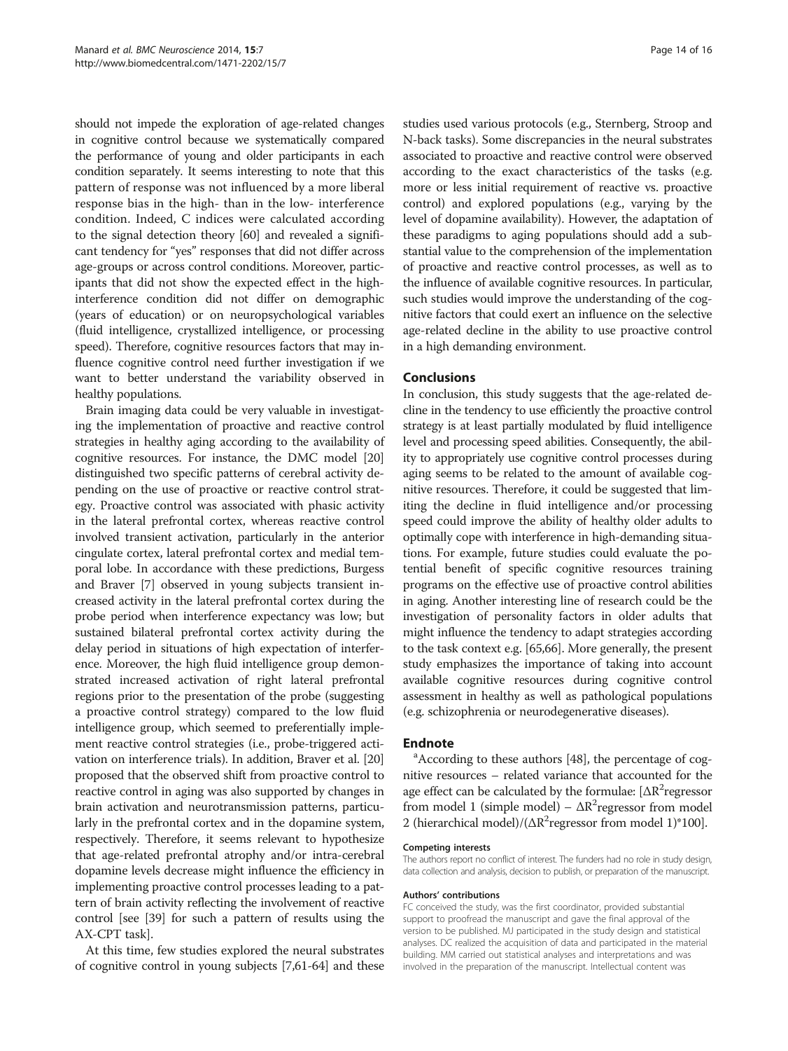should not impede the exploration of age-related changes in cognitive control because we systematically compared the performance of young and older participants in each condition separately. It seems interesting to note that this pattern of response was not influenced by a more liberal response bias in the high- than in the low- interference condition. Indeed, C indices were calculated according to the signal detection theory [60] and revealed a significant tendency for "yes" responses that did not differ across age-groups or across control conditions. Moreover, participants that did not show the expected effect in the high-interference condition did not differ on demographic (years of education) or on neuropsychological variables (fluid intelligence, crystallized intelligence, or processing speed). Therefore, cognitive resources factors that may influence cognitive control need further investigation if we want to better understand the variability observed in healthy populations.

Brain imaging data could be very valuable in investigating the implementation of proactive and reactive control strategies in healthy aging according to the availability of cognitive resources. For instance, the DMC model [20] distinguished two specific patterns of cerebral activity depending on the use of proactive or reactive control strategy. Proactive control was associated with phasic activity in the lateral prefrontal cortex, whereas reactive control involved transient activation, particularly in the anterior cingulate cortex, lateral prefrontal cortex and medial temporal lobe. In accordance with these predictions, Burgess and Braver [7] observed in young subjects transient increased activity in the lateral prefrontal cortex during the probe period when interference expectancy was low; but sustained bilateral prefrontal cortex activity during the delay period in situations of high expectation of interference. Moreover, the high fluid intelligence group demonstrated increased activation of right lateral prefrontal regions prior to the presentation of the probe (suggesting a proactive control strategy) compared to the low fluid intelligence group, which seemed to preferentially implement reactive control strategies (i.e., probe-triggered activation on interference trials). In addition, Braver et al. [20] proposed that the observed shift from proactive control to reactive control in aging was also supported by changes in brain activation and neurotransmission patterns, particularly in the prefrontal cortex and in the dopamine system, respectively. Therefore, it seems relevant to hypothesize that age-related prefrontal atrophy and/or intra-cerebral dopamine levels decrease might influence the efficiency in implementing proactive control processes leading to a pattern of brain activity reflecting the involvement of reactive control [see [39] for such a pattern of results using the AX-CPT task].

At this time, few studies explored the neural substrates of cognitive control in young subjects [7,61-64] and these studies used various protocols (e.g., Sternberg, Stroop and N-back tasks). Some discrepancies in the neural substrates associated to proactive and reactive control were observed according to the exact characteristics of the tasks (e.g. more or less initial requirement of reactive vs. proactive control) and explored populations (e.g., varying by the level of dopamine availability). However, the adaptation of these paradigms to aging populations should add a substantial value to the comprehension of the implementation of proactive and reactive control processes, as well as to the influence of available cognitive resources. In particular, such studies would improve the understanding of the cognitive factors that could exert an influence on the selective age-related decline in the ability to use proactive control in a high demanding environment.

## Conclusions

In conclusion, this study suggests that the age-related decline in the tendency to use efficiently the proactive control strategy is at least partially modulated by fluid intelligence level and processing speed abilities. Consequently, the ability to appropriately use cognitive control processes during aging seems to be related to the amount of available cognitive resources. Therefore, it could be suggested that limiting the decline in fluid intelligence and/or processing speed could improve the ability of healthy older adults to optimally cope with interference in high-demanding situations. For example, future studies could evaluate the potential benefit of specific cognitive resources training programs on the effective use of proactive control abilities in aging. Another interesting line of research could be the investigation of personality factors in older adults that might influence the tendency to adapt strategies according to the task context e.g. [65,66]. More generally, the present study emphasizes the importance of taking into account available cognitive resources during cognitive control assessment in healthy as well as pathological populations (e.g. schizophrenia or neurodegenerative diseases).

## Endnote

[a]According to these authors [48], the percentage of cognitive resources – related variance that accounted for the age effect can be calculated by the formulae: [$\Delta R^2$regressor from model 1 (simple model) – $\Delta R^2$regressor from model 2 (hierarchical model)/($\Delta R^2$regressor from model 1)*100].

#### Competing interests

The authors report no conflict of interest. The funders had no role in study design, data collection and analysis, decision to publish, or preparation of the manuscript.

#### Authors' contributions

FC conceived the study, was the first coordinator, provided substantial support to proofread the manuscript and gave the final approval of the version to be published. MJ participated in the study design and statistical analyses. DC realized the acquisition of data and participated in the material building. MM carried out statistical analyses and interpretations and was involved in the preparation of the manuscript. Intellectual content was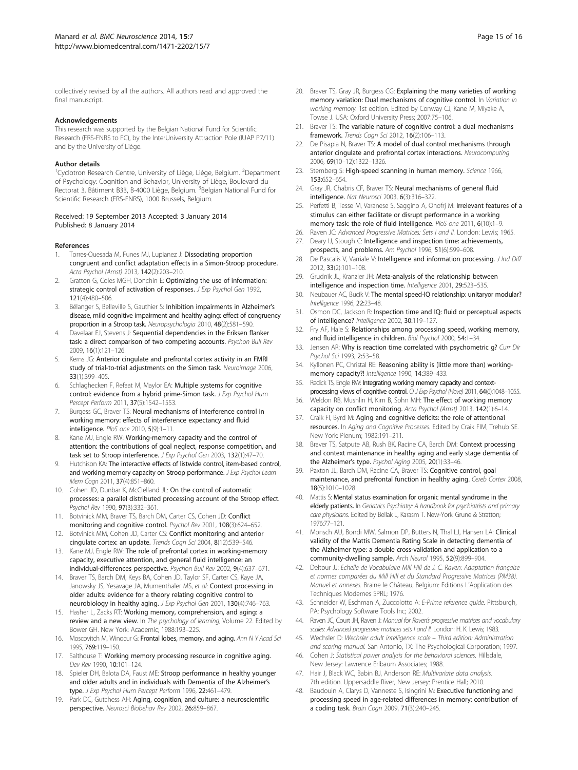collectively revised by all the authors. All authors read and approved the final manuscript.

#### Acknowledgements

This research was supported by the Belgian National Fund for Scientific Research (FRS-FNRS to FC), by the InterUniversity Attraction Pole (IUAP P7/11) and by the University of Liège.

#### Author details

[1]Cyclotron Research Centre, University of Liège, Liège, Belgium. [2]Department of Psychology: Cognition and Behavior, University of Liège, Boulevard du Rectorat 3, Bâtiment B33, B-4000 Liège, Belgium. [3]Belgian National Fund for Scientific Research (FRS-FNRS), 1000 Brussels, Belgium.

Received: 19 September 2013 Accepted: 3 January 2014
Published: 8 January 2014

#### References

1. Torres-Quesada M, Funes MJ, Lupianez J: **Dissociating proportion congruent and conflict adaptation effects in a Simon-Stroop procedure.** *Acta Psychol (Amst)* 2013, **142**(2):203–210.
2. Gratton G, Coles MGH, Donchin E: **Optimizing the use of information: strategic control of activation of responses.** *J Exp Psychol Gen* 1992, **121**(4):480–506.
3. Bélanger S, Belleville S, Gauthier S: **Inhibition impairments in Alzheimer's disease, mild cognitive impairment and healthy aging: effect of congruency proportion in a Stroop task.** *Neuropsychologia* 2010, **48**(2):581–590.
4. Davelaar EJ, Stevens J: **Sequential dependencies in the Eriksen flanker task: a direct comparison of two competing accounts.** *Psychon Bull Rev* 2009, **16**(1):121–126.
5. Kerns JG: **Anterior cingulate and prefrontal cortex activity in an FMRI study of trial-to-trial adjustments on the Simon task.** *Neuroimage* 2006, **33**(1):399–405.
6. Schlaghecken F, Refaat M, Maylor EA: **Multiple systems for cognitive control: evidence from a hybrid prime-Simon task.** *J Exp Psychol Hum Percept Perform* 2011, **37**(5):1542–1553.
7. Burgess GC, Braver TS: **Neural mechanisms of interference control in working memory: effects of interference expectancy and fluid intelligence.** *PloS one* 2010, **5**(9):1–11.
8. Kane MJ, Engle RW: **Working-memory capacity and the control of attention: the contributions of goal neglect, response competition, and task set to Stroop interference.** *J Exp Psychol Gen* 2003, **132**(1):47–70.
9. Hutchison KA: **The interactive effects of listwide control, item-based control, and working memory capacity on Stroop performance.** *J Exp Psychol Learn Mem Cogn* 2011, **37**(4):851–860.
10. Cohen JD, Dunbar K, McClelland JL: **On the control of automatic processes: a parallel distributed processing account of the Stroop effect.** *Psychol Rev* 1990, **97**(3):332–361.
11. Botvinick MM, Braver TS, Barch DM, Carter CS, Cohen JD: **Conflict monitoring and cognitive control.** *Psychol Rev* 2001, **108**(3):624–652.
12. Botvinick MM, Cohen JD, Carter CS: **Conflict monitoring and anterior cingulate cortex: an update.** *Trends Cogn Sci* 2004, **8**(12):539–546.
13. Kane MJ, Engle RW: **The role of prefrontal cortex in working-memory capacity, executive attention, and general fluid intelligence: an individual-differences perspective.** *Psychon Bull Rev* 2002, **9**(4):637–671.
14. Braver TS, Barch DM, Keys BA, Cohen JD, Taylor SF, Carter CS, Kaye JA, Janowsky JS, Yesavage JA, Mumenthaler MS, *et al*: **Context processing in older adults: evidence for a theory relating cognitive control to neurobiology in healthy aging.** *J Exp Psychol Gen* 2001, **130**(4):746–763.
15. Hasher L, Zacks RT: **Working memory, comprehension, and aging: a review and a new view.** In *The psychology of learning*, Volume 22. Edited by Bower GH. New York: Academic; 1988:193–225.
16. Moscovitch M, Winocur G: **Frontal lobes, memory, and aging.** *Ann N Y Acad Sci* 1995, **769**:119–150.
17. Salthouse T: **Working memory processing resource in cognitive aging.** *Dev Rev* 1990, **10**:101–124.
18. Spieler DH, Balota DA, Faust ME: **Stroop performance in healthy younger and older adults and in individuals with Dementia of the Alzheimer's type.** *J Exp Psychol Hum Percept Perform* 1996, **22**:461–479.
19. Park DC, Gutchess AH: **Aging, cognition, and culture: a neuroscientific perspective.** *Neurosci Biobehav Rev* 2002, **26**:859–867.
20. Braver TS, Gray JR, Burgess CG: **Explaining the many varieties of working memory variation: Dual mechanisms of cognitive control.** In *Variation in working memory.* 1st edition. Edited by Conway CJ, Kane M, Miyake A, Towse J. USA: Oxford University Press; 2007:75–106.
21. Braver TS: **The variable nature of cognitive control: a dual mechanisms framework.** *Trends Cogn Sci* 2012, **16**(2):106–113.
22. De Pisapia N, Braver TS: **A model of dual control mechanisms through anterior cingulate and prefrontal cortex interactions.** *Neurocomputing* 2006, **69**(10–12):1322–1326.
23. Sternberg S: **High-speed scanning in human memory.** *Science* 1966, **153**:652–654.
24. Gray JR, Chabris CF, Braver TS: **Neural mechanisms of general fluid intelligence.** *Nat Neurosci* 2003, **6**(3):316–322.
25. Perfetti B, Tesse M, Varanese S, Saggino A, Onofrj M: **Irrelevant features of a stimulus can either facilitate or disrupt performance in a working memory task: the role of fluid intelligence.** *PloS one* 2011, **6**(10):1–9.
26. Raven JC: *Advanced Progressive Matrices: Sets I and II.* London: Lewis; 1965.
27. Deary IJ, Stough C: **Intelligence and inspection time: achievements, prospects, and problems.** *Am Psychol* 1996, **51**(6):599–608.
28. De Pascalis V, Varriale V: **Intelligence and information processing.** *J Ind Diff* 2012, **33**(2):101–108.
29. Grudnik JL, Kranzler JH: **Meta-analysis of the relationship between intelligence and inspection time.** *Intelligence* 2001, **29**:523–535.
30. Neubauer AC, Bucik V: **The mental speed-IQ relationship: unitaryor modular?** *Intelligence* 1996, **22**:23–48.
31. Osmon DC, Jackson R: **Inspection time and IQ: fluid or perceptual aspects of intelligence?** *Intelligence* 2002, **30**:119–127.
32. Fry AF, Hale S: **Relationships among processing speed, working memory, and fluid intelligence in children.** *Biol Psychol* 2000, **54**:1–34.
33. Jensen AR: **Why is reaction time correlated with psychometric g?** *Curr Dir Psychol Sci* 1993, **2**:53–58.
34. Kyllonen PC, Christal RE: **Reasoning ability is (little more than) working-memory capacity?!** *Intelligence* 1990, **14**:389–433.
35. Redick TS, Engle RW: **Integrating working memory capacity and context-processing views of cognitive control.** *Q J Exp Psychol (Hove)* 2011, **64**(6):1048–1055.
36. Weldon RB, Mushlin H, Kim B, Sohn MH: **The effect of working memory capacity on conflict monitoring.** *Acta Psychol (Amst)* 2013, **142**(1):6–14.
37. Craik FI, Byrd M: **Aging and cognitive deficits: the role of attentional resources.** In *Aging and Cognitive Processes.* Edited by Craik FIM, Trehub SE. New York: Plenum; 1982:191–211.
38. Braver TS, Satpute AB, Rush BK, Racine CA, Barch DM: **Context processing and context maintenance in healthy aging and early stage dementia of the Alzheimer's type.** *Psychol Aging* 2005, **20**(1):33–46.
39. Paxton JL, Barch DM, Racine CA, Braver TS: **Cognitive control, goal maintenance, and prefrontal function in healthy aging.** *Cereb Cortex* 2008, **18**(5):1010–1028.
40. Mattis S: **Mental status examination for organic mental syndrome in the elderly patients.** In *Geriatrics Psychiatry: A handbook for psychiatrists and primary care physicians.* Edited by Bellak L, Karasm T. New-York: Grune & Stratton; 1976:77–121.
41. Monsch AU, Bondi MW, Salmon DP, Butters N, Thal LJ, Hansen LA: **Clinical validity of the Mattis Dementia Rating Scale in detecting dementia of the Alzheimer type: a double cross-validation and application to a community-dwelling sample.** *Arch Neurol* 1995, **52**(9):899–904.
42. Deltour JJ: *Echelle de Vocabulaire Mill Hill de J. C. Raven: Adaptation française et normes comparées du Mill Hill et du Standard Progressive Matrices (PM38). Manuel et annexes.* Braine le Château, Belgium: Editions L'Application des Techniques Modernes SPRL; 1976.
43. Schneider W, Eschman A, Zuccolotto A: *E-Prime reference guide.* Pittsburgh, PA: Psychology Software Tools Inc; 2002.
44. Raven JC, Court JH, Raven J: *Manual for Raven's progressive matrices and vocabulary scales: Advanced progressive matrices sets I and II.* London: H. K. Lewis; 1983.
45. Wechsler D: *Wechsler adult intelligence scale – Third edition: Administration and scoring manual.* San Antonio, TX: The Psychological Corporation; 1997.
46. Cohen J: *Statistical power analysis for the behavioral sciences.* Hillsdale, New Jersey: Lawrence Erlbaum Associates; 1988.
47. Hair J, Black WC, Babin BJ, Anderson RE: *Multivariate data analysis.* 7th edition. Uppersaddle River, New Jersey: Prentice Hall; 2010.
48. Baudouin A, Clarys D, Vanneste S, Isingrini M: **Executive functioning and processing speed in age-related differences in memory: contribution of a coding task.** *Brain Cogn* 2009, **71**(3):240–245.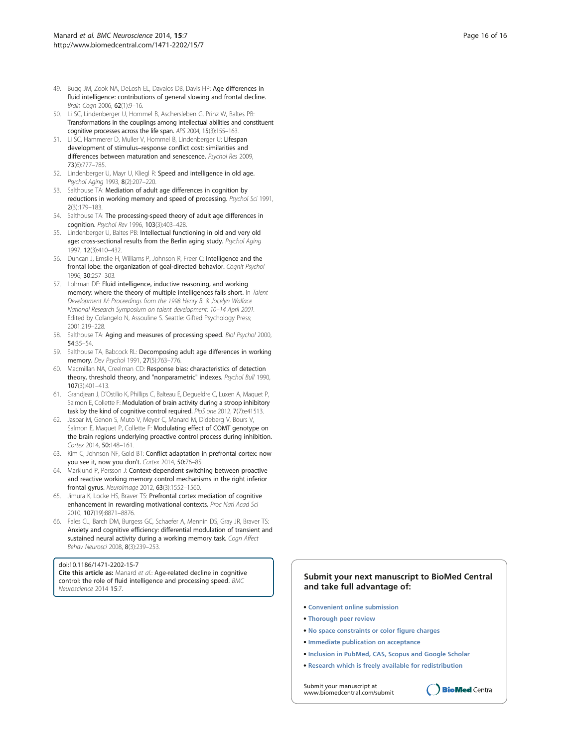49. Bugg JM, Zook NA, DeLosh EL, Davalos DB, Davis HP: **Age differences in fluid intelligence: contributions of general slowing and frontal decline.** *Brain Cogn* 2006, **62**(1):9–16.
50. Li SC, Lindenberger U, Hommel B, Aschersleben G, Prinz W, Baltes PB: **Transformations in the couplings among intellectual abilities and constituent cognitive processes across the life span.** *APS* 2004, **15**(3):155–163.
51. Li SC, Hammerer D, Muller V, Hommel B, Lindenberger U: **Lifespan development of stimulus–response conflict cost: similarities and differences between maturation and senescence.** *Psychol Res* 2009, **73**(6):777–785.
52. Lindenberger U, Mayr U, Kliegl R: **Speed and intelligence in old age.** *Psychol Aging* 1993, **8**(2):207–220.
53. Salthouse TA: **Mediation of adult age differences in cognition by reductions in working memory and speed of processing.** *Psychol Sci* 1991, **2**(3):179–183.
54. Salthouse TA: **The processing-speed theory of adult age differences in cognition.** *Psychol Rev* 1996, **103**(3):403–428.
55. Lindenberger U, Baltes PB: **Intellectual functioning in old and very old age: cross-sectional results from the Berlin aging study.** *Psychol Aging* 1997, **12**(3):410–432.
56. Duncan J, Emslie H, Williams P, Johnson R, Freer C: **Intelligence and the frontal lobe: the organization of goal-directed behavior.** *Cognit Psychol* 1996, **30:**257–303.
57. Lohman DF: **Fluid intelligence, inductive reasoning, and working memory: where the theory of multiple intelligences falls short.** In *Talent Development IV: Proceedings from the 1998 Henry B. & Jocelyn Wallace National Research Symposium on talent development: 10–14 April 2001.* Edited by Colangelo N, Assouline S. Seattle: Gifted Psychology Press; 2001:219–228.
58. Salthouse TA: **Aging and measures of processing speed.** *Biol Psychol* 2000, **54:**35–54.
59. Salthouse TA, Babcock RL: **Decomposing adult age differences in working memory.** *Dev Psychol* 1991, **27**(5):763–776.
60. Macmillan NA, Creelman CD: **Response bias: characteristics of detection theory, threshold theory, and "nonparametric" indexes.** *Psychol Bull* 1990, **107**(3):401–413.
61. Grandjean J, D'Ostilio K, Phillips C, Balteau E, Degueldre C, Luxen A, Maquet P, Salmon E, Collette F: **Modulation of brain activity during a stroop inhibitory task by the kind of cognitive control required.** *PloS one* 2012, **7**(7):e41513.
62. Jaspar M, Genon S, Muto V, Meyer C, Manard M, Dideberg V, Bours V, Salmon E, Maquet P, Collette F: **Modulating effect of COMT genotype on the brain regions underlying proactive control process during inhibition.** *Cortex* 2014, **50:**148–161.
63. Kim C, Johnson NF, Gold BT: **Conflict adaptation in prefrontal cortex: now you see it, now you don't.** *Cortex* 2014, **50:**76–85.
64. Marklund P, Persson J: **Context-dependent switching between proactive and reactive working memory control mechanisms in the right inferior frontal gyrus.** *Neuroimage* 2012, **63**(3):1552–1560.
65. Jimura K, Locke HS, Braver TS: **Prefrontal cortex mediation of cognitive enhancement in rewarding motivational contexts.** *Proc Natl Acad Sci* 2010, **107**(19):8871–8876.
66. Fales CL, Barch DM, Burgess GC, Schaefer A, Mennin DS, Gray JR, Braver TS: **Anxiety and cognitive efficiency: differential modulation of transient and sustained neural activity during a working memory task.** *Cogn Affect Behav Neurosci* 2008, **8**(3):239–253.

doi:10.1186/1471-2202-15-7
**Cite this article as:** Manard *et al.*: Age-related decline in cognitive control: the role of fluid intelligence and processing speed. *BMC Neuroscience* 2014 **15**:7.

**Submit your next manuscript to BioMed Central and take full advantage of:**

- **Convenient online submission**
- **Thorough peer review**
- **No space constraints or color figure charges**
- **Immediate publication on acceptance**
- **Inclusion in PubMed, CAS, Scopus and Google Scholar**
- **Research which is freely available for redistribution**

Submit your manuscript at
www.biomedcentral.com/submit

BioMed Central